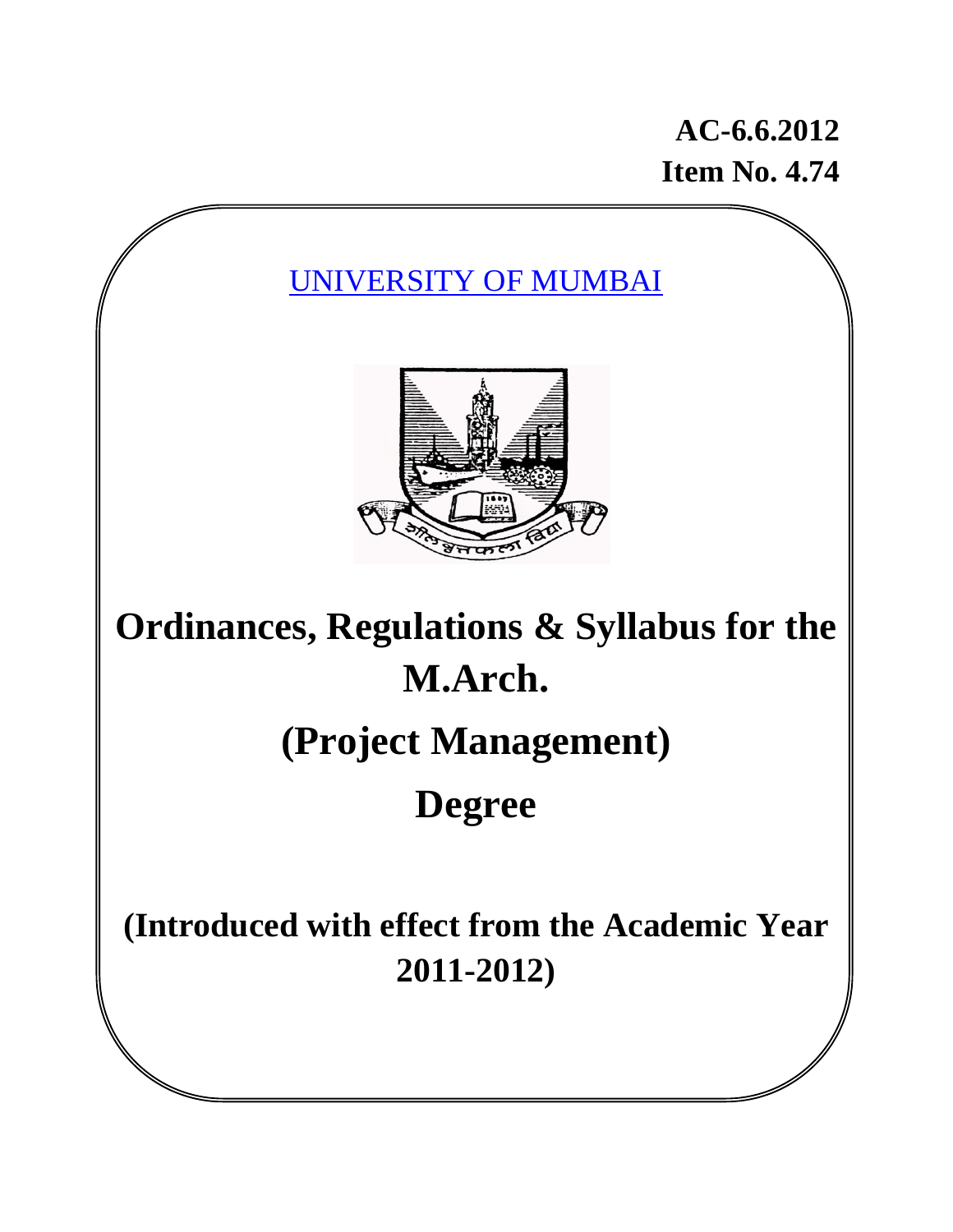**AC-6.6.2012**
**Item No. 4.74**

UNIVERSITY OF MUMBAI

# Ordinances, Regulations & Syllabus for the M.Arch.

# (Project Management)

# Degree

**(Introduced with effect from the Academic Year 2011-2012)**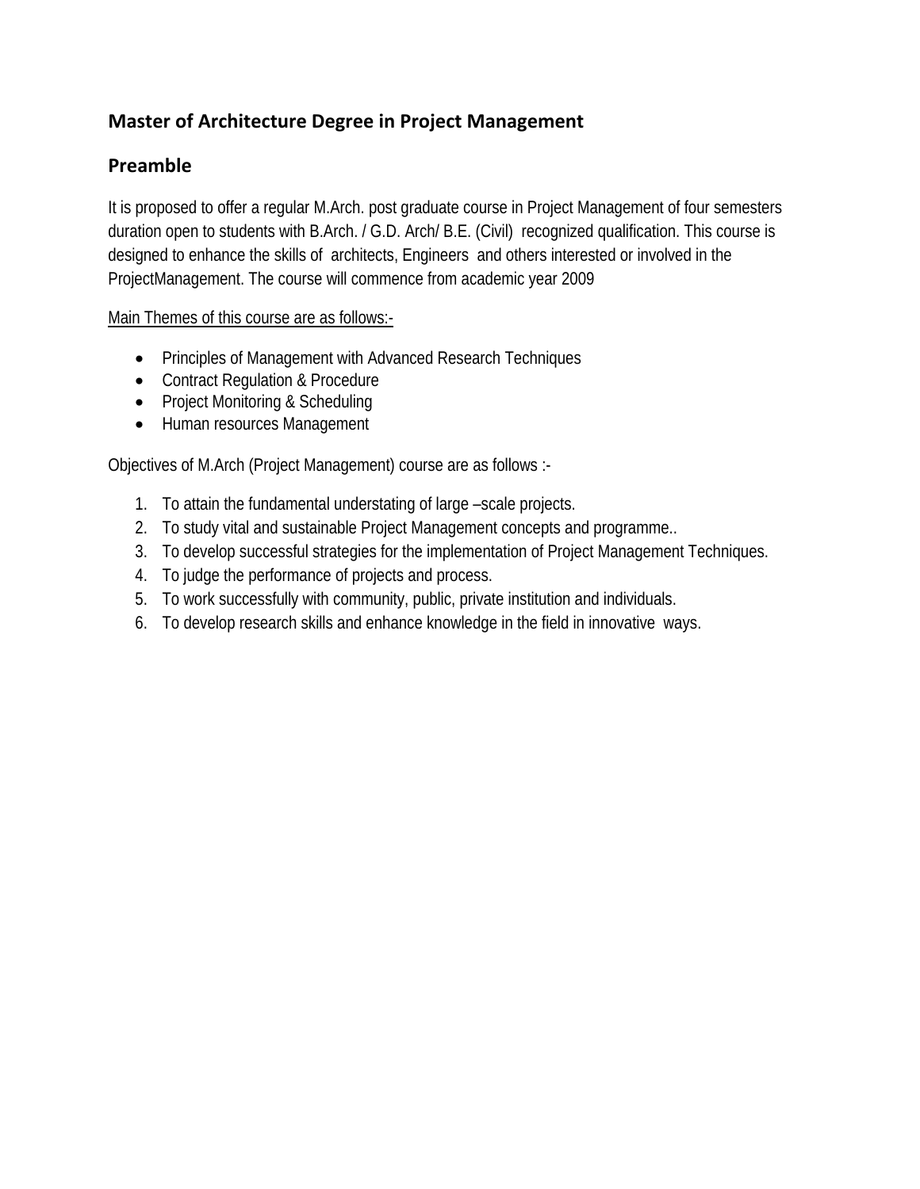## Master of Architecture Degree in Project Management

## Preamble

It is proposed to offer a regular M.Arch. post graduate course in Project Management of four semesters duration open to students with B.Arch. / G.D. Arch/ B.E. (Civil) recognized qualification. This course is designed to enhance the skills of architects, Engineers and others interested or involved in the ProjectManagement. The course will commence from academic year 2009

<u>Main Themes of this course are as follows:-</u>

- Principles of Management with Advanced Research Techniques
- Contract Regulation & Procedure
- Project Monitoring & Scheduling
- Human resources Management

Objectives of M.Arch (Project Management) course are as follows :-

1. To attain the fundamental understating of large –scale projects.
2. To study vital and sustainable Project Management concepts and programme..
3. To develop successful strategies for the implementation of Project Management Techniques.
4. To judge the performance of projects and process.
5. To work successfully with community, public, private institution and individuals.
6. To develop research skills and enhance knowledge in the field in innovative ways.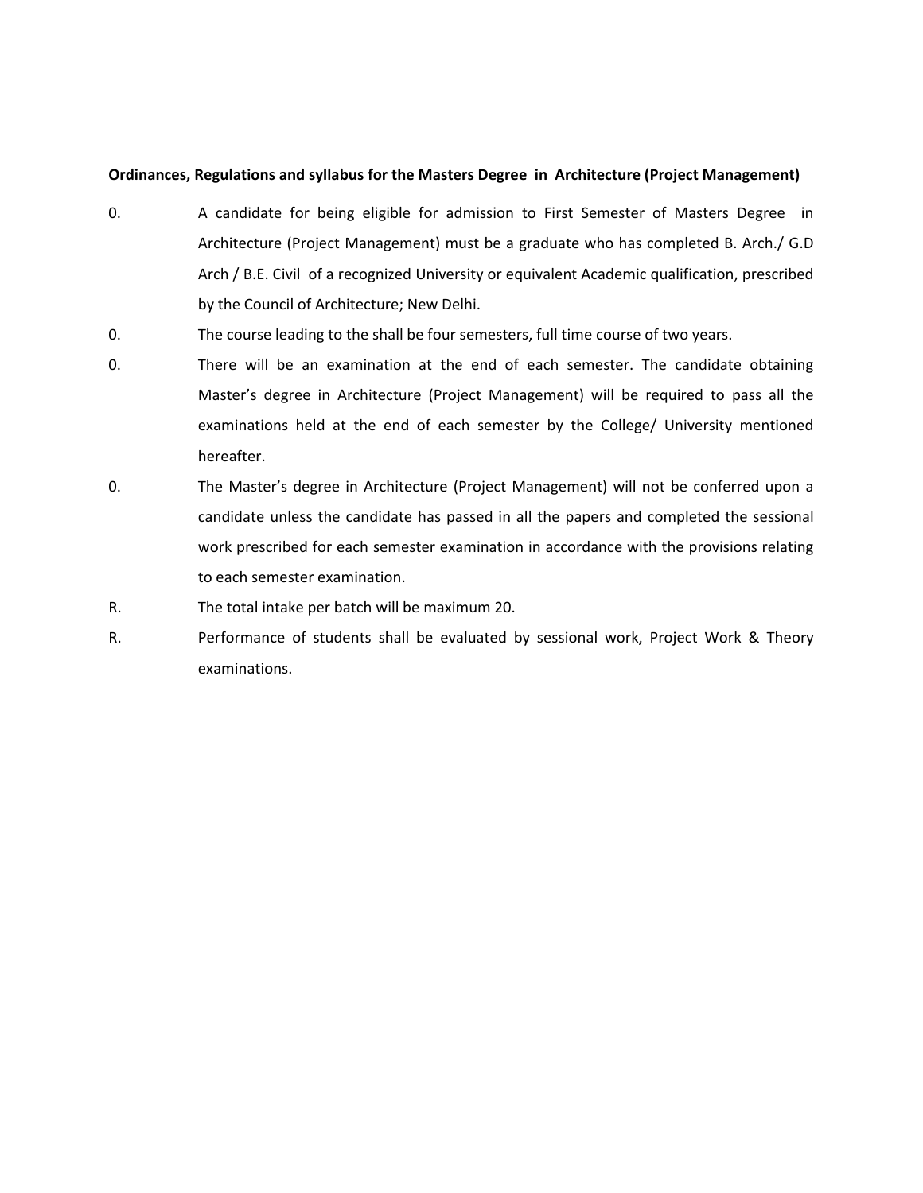**Ordinances, Regulations and syllabus for the Masters Degree in Architecture (Project Management)**

0. A candidate for being eligible for admission to First Semester of Masters Degree in Architecture (Project Management) must be a graduate who has completed B. Arch./ G.D Arch / B.E. Civil of a recognized University or equivalent Academic qualification, prescribed by the Council of Architecture; New Delhi.

0. The course leading to the shall be four semesters, full time course of two years.

0. There will be an examination at the end of each semester. The candidate obtaining Master's degree in Architecture (Project Management) will be required to pass all the examinations held at the end of each semester by the College/ University mentioned hereafter.

0. The Master's degree in Architecture (Project Management) will not be conferred upon a candidate unless the candidate has passed in all the papers and completed the sessional work prescribed for each semester examination in accordance with the provisions relating to each semester examination.

R. The total intake per batch will be maximum 20.

R. Performance of students shall be evaluated by sessional work, Project Work & Theory examinations.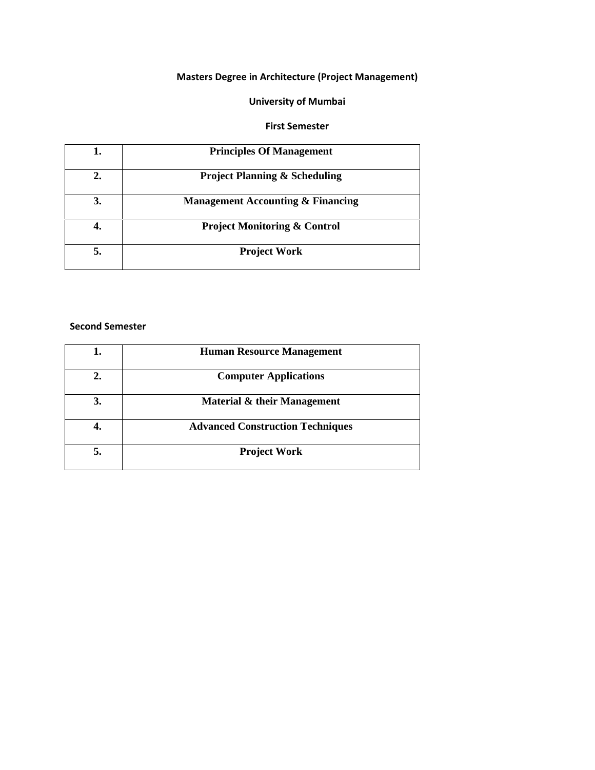**Masters Degree in Architecture (Project Management)**

**University of Mumbai**

**First Semester**

| | |
|---|---|
| **1.** | **Principles Of Management** |
| **2.** | **Project Planning & Scheduling** |
| **3.** | **Management Accounting & Financing** |
| **4.** | **Project Monitoring & Control** |
| **5.** | **Project Work** |

**Second Semester**

| | |
|---|---|
| **1.** | **Human Resource Management** |
| **2.** | **Computer Applications** |
| **3.** | **Material & their Management** |
| **4.** | **Advanced Construction Techniques** |
| **5.** | **Project Work** |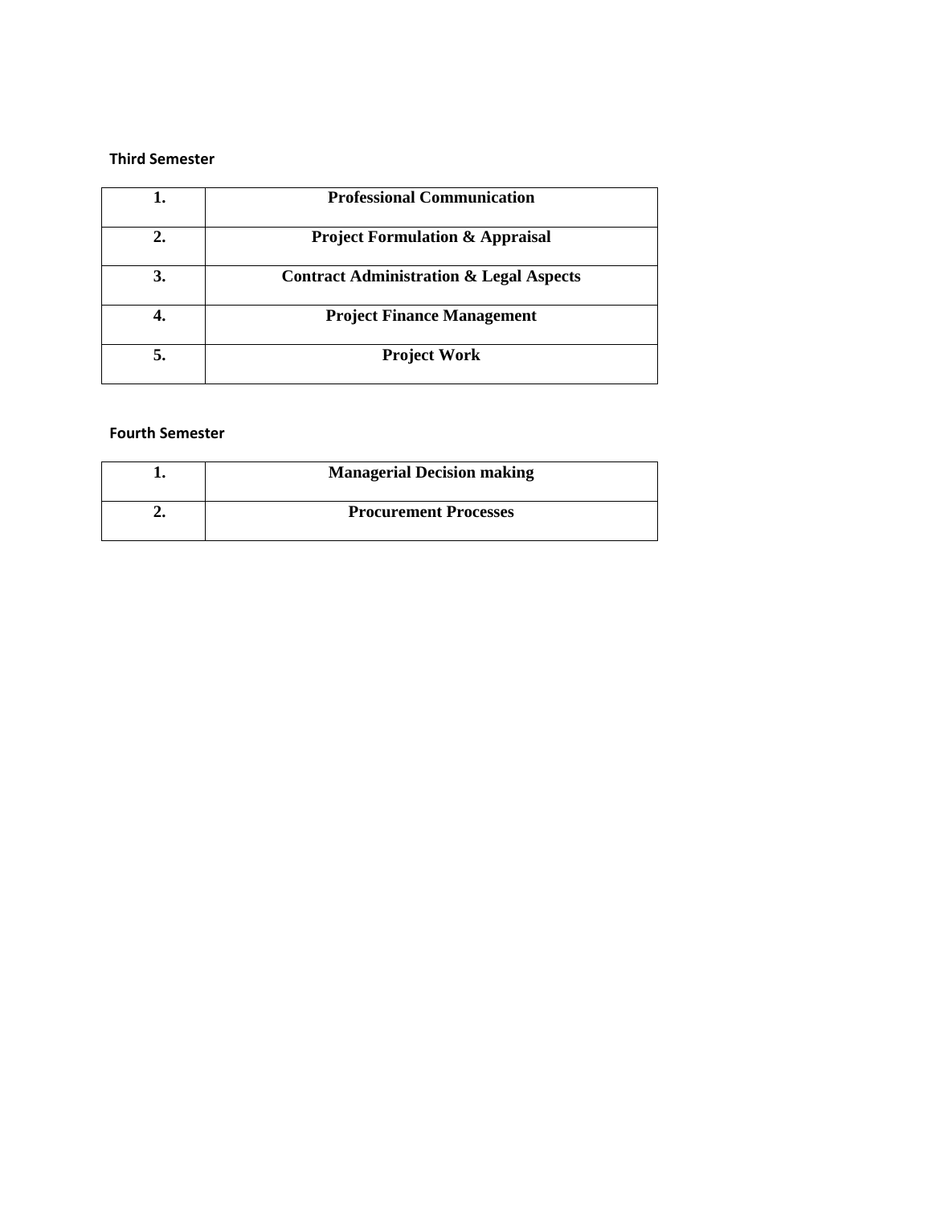**Third Semester**

| **1.** | **Professional Communication** |
|---|---|
| **2.** | **Project Formulation & Appraisal** |
| **3.** | **Contract Administration & Legal Aspects** |
| **4.** | **Project Finance Management** |
| **5.** | **Project Work** |

**Fourth Semester**

| **1.** | **Managerial Decision making** |
|---|---|
| **2.** | **Procurement Processes** |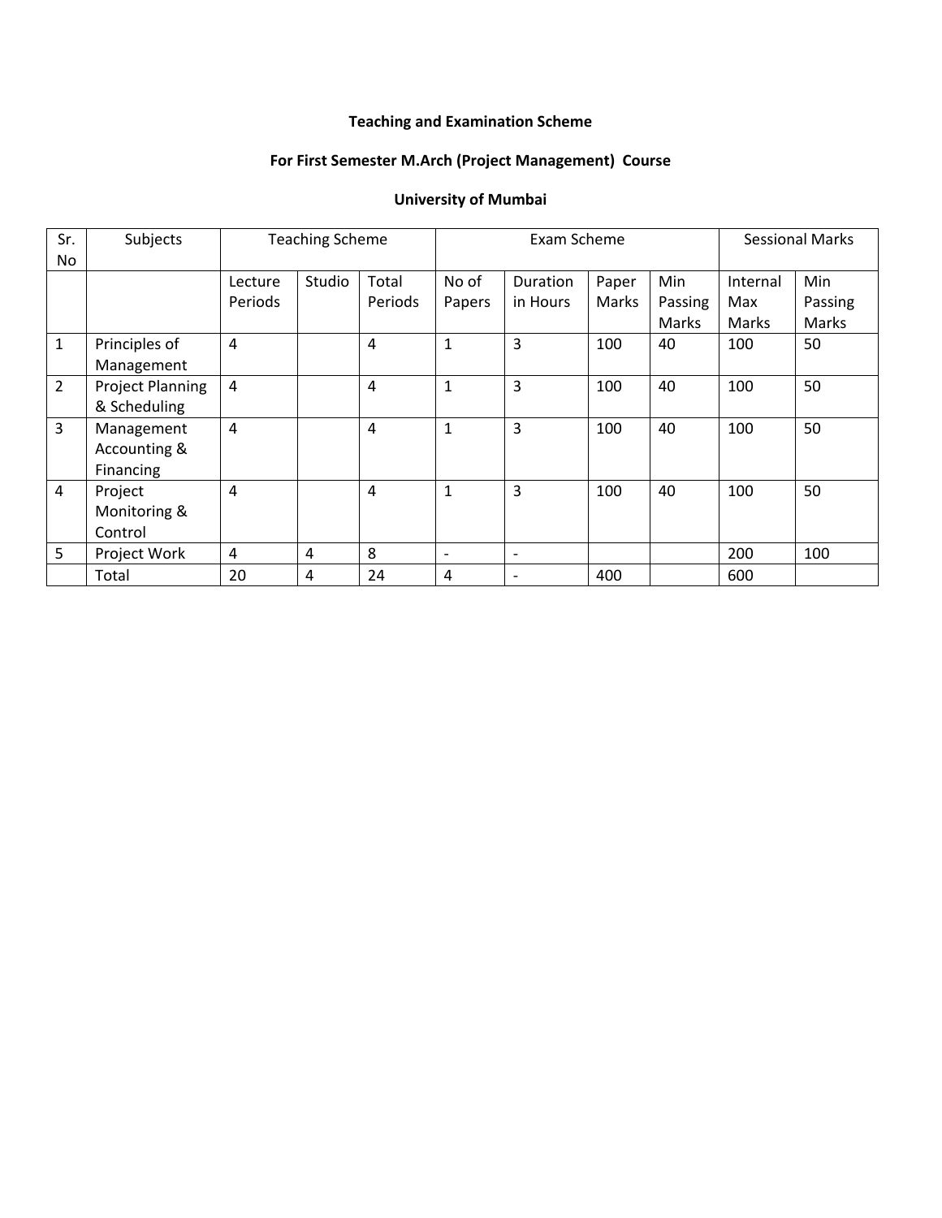**Teaching and Examination Scheme**

**For First Semester M.Arch (Project Management) Course**

**University of Mumbai**

| Sr. No | Subjects | Teaching Scheme | | | Exam Scheme | | | | Sessional Marks | |
|---|---|---|---|---|---|---|---|---|---|---|
| | | Lecture Periods | Studio | Total Periods | No of Papers | Duration in Hours | Paper Marks | Min Passing Marks | Internal Max Marks | Min Passing Marks |
| 1 | Principles of Management | 4 | | 4 | 1 | 3 | 100 | 40 | 100 | 50 |
| 2 | Project Planning & Scheduling | 4 | | 4 | 1 | 3 | 100 | 40 | 100 | 50 |
| 3 | Management Accounting & Financing | 4 | | 4 | 1 | 3 | 100 | 40 | 100 | 50 |
| 4 | Project Monitoring & Control | 4 | | 4 | 1 | 3 | 100 | 40 | 100 | 50 |
| 5 | Project Work | 4 | 4 | 8 | - | - | | | 200 | 100 |
| | Total | 20 | 4 | 24 | 4 | - | 400 | | 600 | |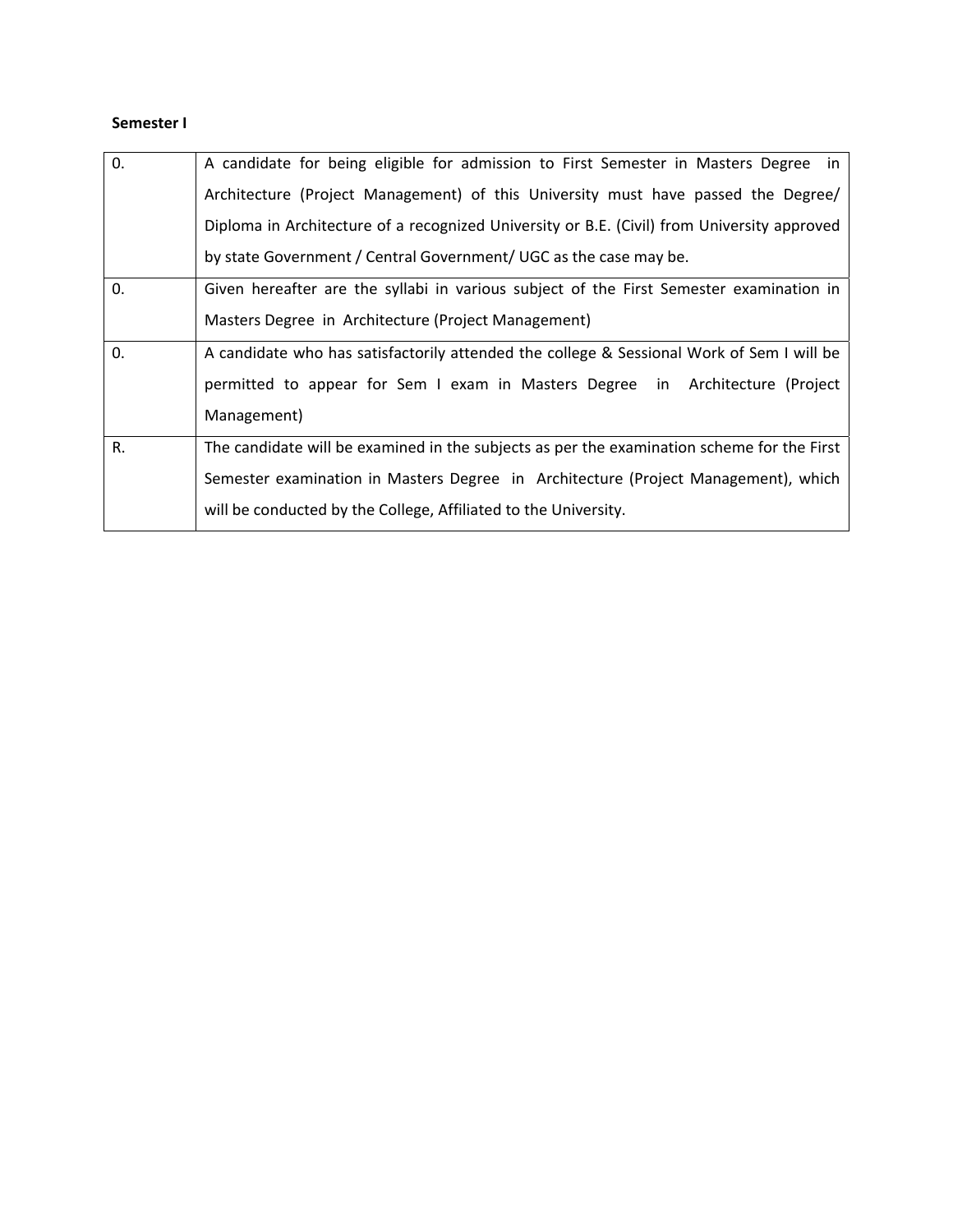**Semester I**

| | |
|---|---|
| 0. | A candidate for being eligible for admission to First Semester in Masters Degree in Architecture (Project Management) of this University must have passed the Degree/ Diploma in Architecture of a recognized University or B.E. (Civil) from University approved by state Government / Central Government/ UGC as the case may be. |
| 0. | Given hereafter are the syllabi in various subject of the First Semester examination in Masters Degree in Architecture (Project Management) |
| 0. | A candidate who has satisfactorily attended the college & Sessional Work of Sem I will be permitted to appear for Sem I exam in Masters Degree in Architecture (Project Management) |
| R. | The candidate will be examined in the subjects as per the examination scheme for the First Semester examination in Masters Degree in Architecture (Project Management), which will be conducted by the College, Affiliated to the University. |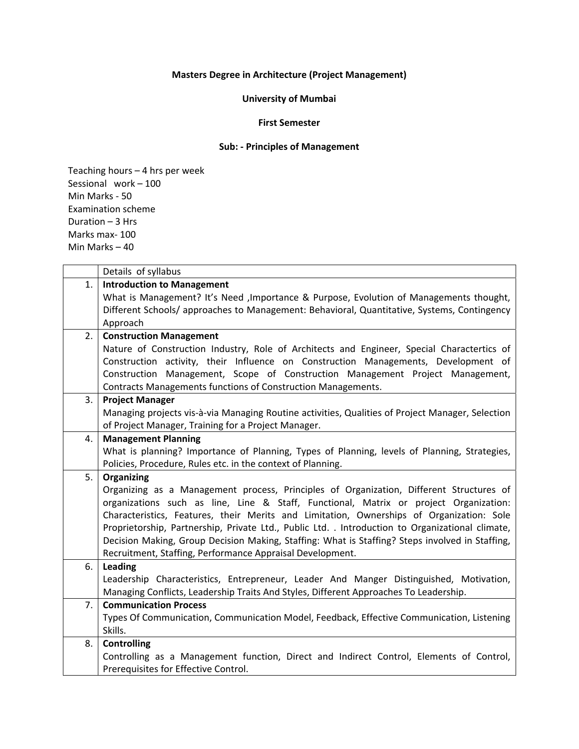**Masters Degree in Architecture (Project Management)**

**University of Mumbai**

**First Semester**

**Sub: - Principles of Management**

Teaching hours – 4 hrs per week
Sessional work – 100
Min Marks - 50
Examination scheme
Duration – 3 Hrs
Marks max- 100
Min Marks – 40

| | Details of syllabus |
|---|---|
| 1. | **Introduction to Management**<br>What is Management? It's Need ,Importance & Purpose, Evolution of Managements thought, Different Schools/ approaches to Management: Behavioral, Quantitative, Systems, Contingency Approach |
| 2. | **Construction Management**<br>Nature of Construction Industry, Role of Architects and Engineer, Special Charactertics of Construction activity, their Influence on Construction Managements, Development of Construction Management, Scope of Construction Management Project Management, Contracts Managements functions of Construction Managements. |
| 3. | **Project Manager**<br>Managing projects vis-à-via Managing Routine activities, Qualities of Project Manager, Selection of Project Manager, Training for a Project Manager. |
| 4. | **Management Planning**<br>What is planning? Importance of Planning, Types of Planning, levels of Planning, Strategies, Policies, Procedure, Rules etc. in the context of Planning. |
| 5. | **Organizing**<br>Organizing as a Management process, Principles of Organization, Different Structures of organizations such as line, Line & Staff, Functional, Matrix or project Organization: Characteristics, Features, their Merits and Limitation, Ownerships of Organization: Sole Proprietorship, Partnership, Private Ltd., Public Ltd. . Introduction to Organizational climate, Decision Making, Group Decision Making, Staffing: What is Staffing? Steps involved in Staffing, Recruitment, Staffing, Performance Appraisal Development. |
| 6. | **Leading**<br>Leadership Characteristics, Entrepreneur, Leader And Manger Distinguished, Motivation, Managing Conflicts, Leadership Traits And Styles, Different Approaches To Leadership. |
| 7. | **Communication Process**<br>Types Of Communication, Communication Model, Feedback, Effective Communication, Listening Skills. |
| 8. | **Controlling**<br>Controlling as a Management function, Direct and Indirect Control, Elements of Control, Prerequisites for Effective Control. |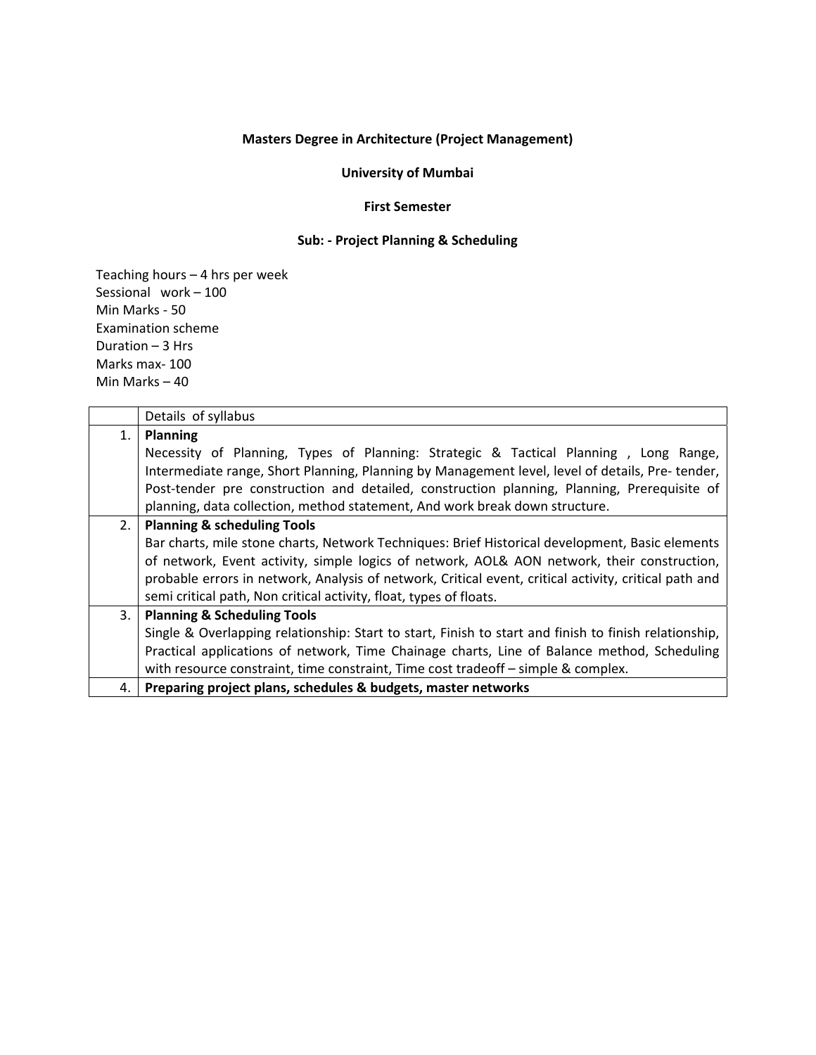**Masters Degree in Architecture (Project Management)**

**University of Mumbai**

**First Semester**

**Sub: - Project Planning & Scheduling**

Teaching hours – 4 hrs per week
Sessional work – 100
Min Marks - 50
Examination scheme
Duration – 3 Hrs
Marks max- 100
Min Marks – 40

| | Details of syllabus |
|---|---|
| 1. | **Planning**<br>Necessity of Planning, Types of Planning: Strategic & Tactical Planning , Long Range, Intermediate range, Short Planning, Planning by Management level, level of details, Pre- tender, Post-tender pre construction and detailed, construction planning, Planning, Prerequisite of planning, data collection, method statement, And work break down structure. |
| 2. | **Planning & scheduling Tools**<br>Bar charts, mile stone charts, Network Techniques: Brief Historical development, Basic elements of network, Event activity, simple logics of network, AOL& AON network, their construction, probable errors in network, Analysis of network, Critical event, critical activity, critical path and semi critical path, Non critical activity, float, types of floats. |
| 3. | **Planning & Scheduling Tools**<br>Single & Overlapping relationship: Start to start, Finish to start and finish to finish relationship, Practical applications of network, Time Chainage charts, Line of Balance method, Scheduling with resource constraint, time constraint, Time cost tradeoff – simple & complex. |
| 4. | **Preparing project plans, schedules & budgets, master networks** |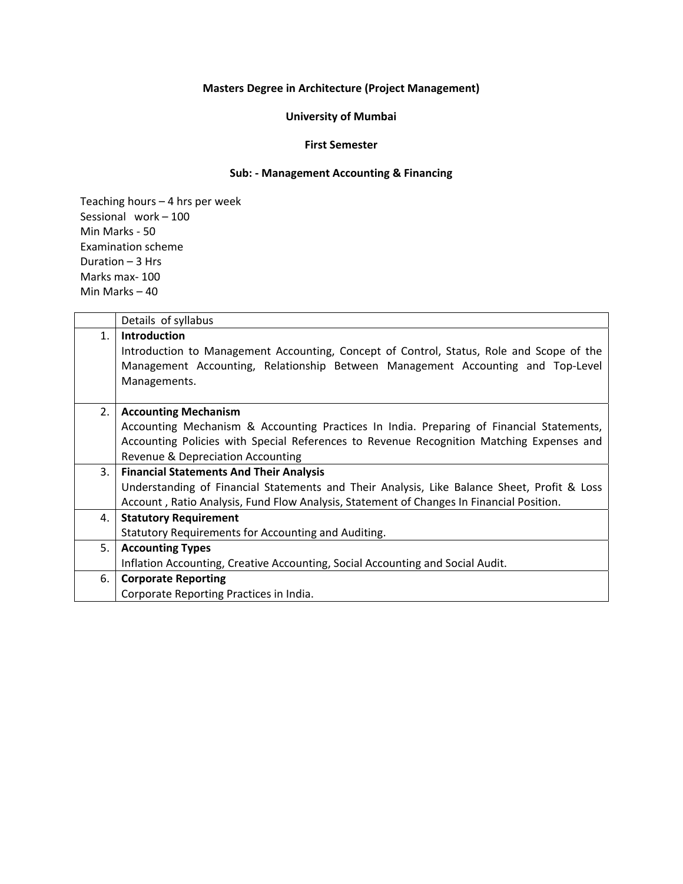**Masters Degree in Architecture (Project Management)**

**University of Mumbai**

**First Semester**

**Sub: - Management Accounting & Financing**

Teaching hours – 4 hrs per week
Sessional work – 100
Min Marks - 50
Examination scheme
Duration – 3 Hrs
Marks max- 100
Min Marks – 40

| | Details of syllabus |
|---|---|
| 1. | **Introduction**<br>Introduction to Management Accounting, Concept of Control, Status, Role and Scope of the Management Accounting, Relationship Between Management Accounting and Top-Level Managements. |
| 2. | **Accounting Mechanism**<br>Accounting Mechanism & Accounting Practices In India. Preparing of Financial Statements, Accounting Policies with Special References to Revenue Recognition Matching Expenses and Revenue & Depreciation Accounting |
| 3. | **Financial Statements And Their Analysis**<br>Understanding of Financial Statements and Their Analysis, Like Balance Sheet, Profit & Loss Account , Ratio Analysis, Fund Flow Analysis, Statement of Changes In Financial Position. |
| 4. | **Statutory Requirement**<br>Statutory Requirements for Accounting and Auditing. |
| 5. | **Accounting Types**<br>Inflation Accounting, Creative Accounting, Social Accounting and Social Audit. |
| 6. | **Corporate Reporting**<br>Corporate Reporting Practices in India. |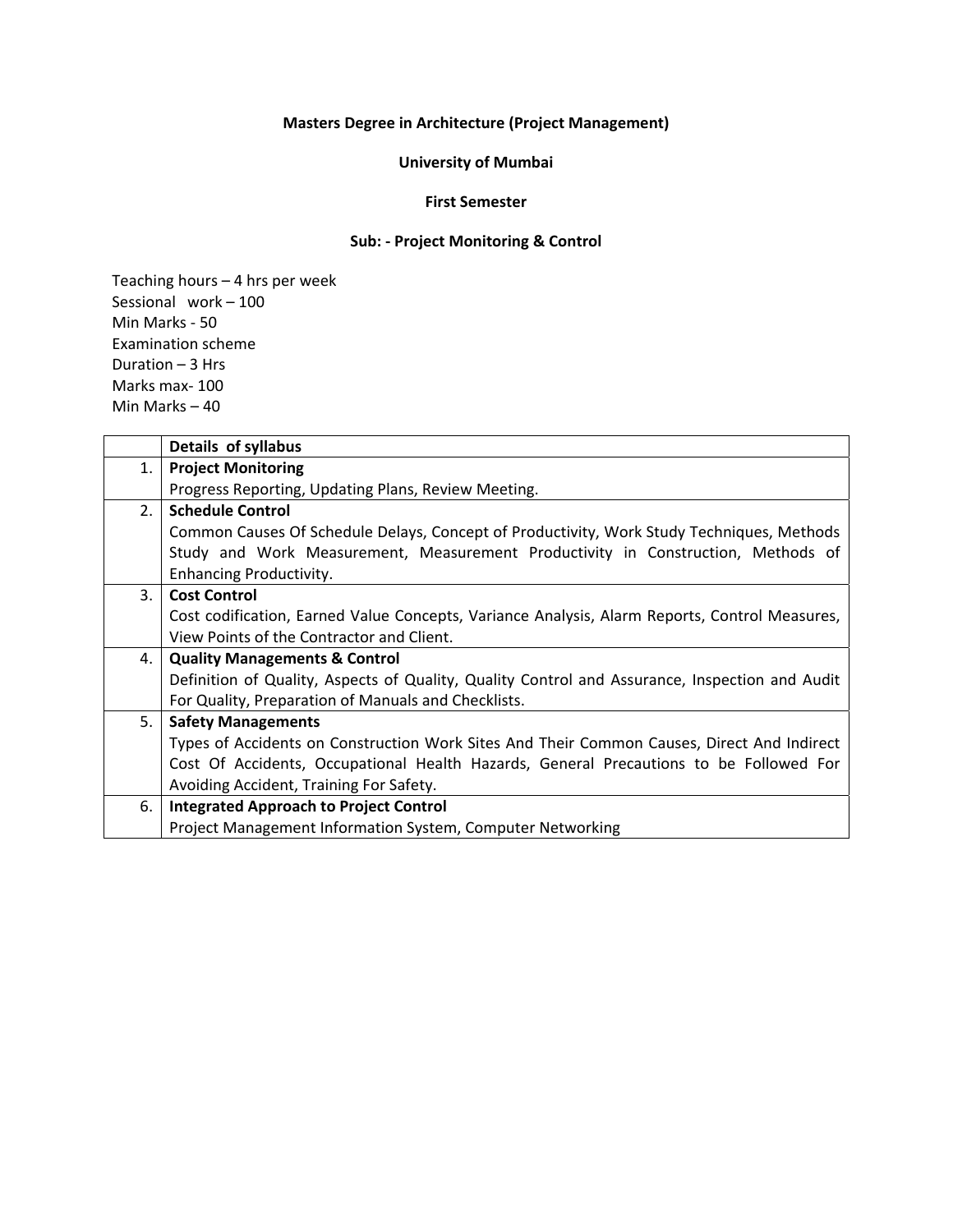**Masters Degree in Architecture (Project Management)**

**University of Mumbai**

**First Semester**

**Sub: - Project Monitoring & Control**

Teaching hours – 4 hrs per week
Sessional work – 100
Min Marks - 50
Examination scheme
Duration – 3 Hrs
Marks max- 100
Min Marks – 40

| | **Details of syllabus** |
|---|---|
| 1. | **Project Monitoring**<br>Progress Reporting, Updating Plans, Review Meeting. |
| 2. | **Schedule Control**<br>Common Causes Of Schedule Delays, Concept of Productivity, Work Study Techniques, Methods Study and Work Measurement, Measurement Productivity in Construction, Methods of Enhancing Productivity. |
| 3. | **Cost Control**<br>Cost codification, Earned Value Concepts, Variance Analysis, Alarm Reports, Control Measures, View Points of the Contractor and Client. |
| 4. | **Quality Managements & Control**<br>Definition of Quality, Aspects of Quality, Quality Control and Assurance, Inspection and Audit For Quality, Preparation of Manuals and Checklists. |
| 5. | **Safety Managements**<br>Types of Accidents on Construction Work Sites And Their Common Causes, Direct And Indirect Cost Of Accidents, Occupational Health Hazards, General Precautions to be Followed For Avoiding Accident, Training For Safety. |
| 6. | **Integrated Approach to Project Control**<br>Project Management Information System, Computer Networking |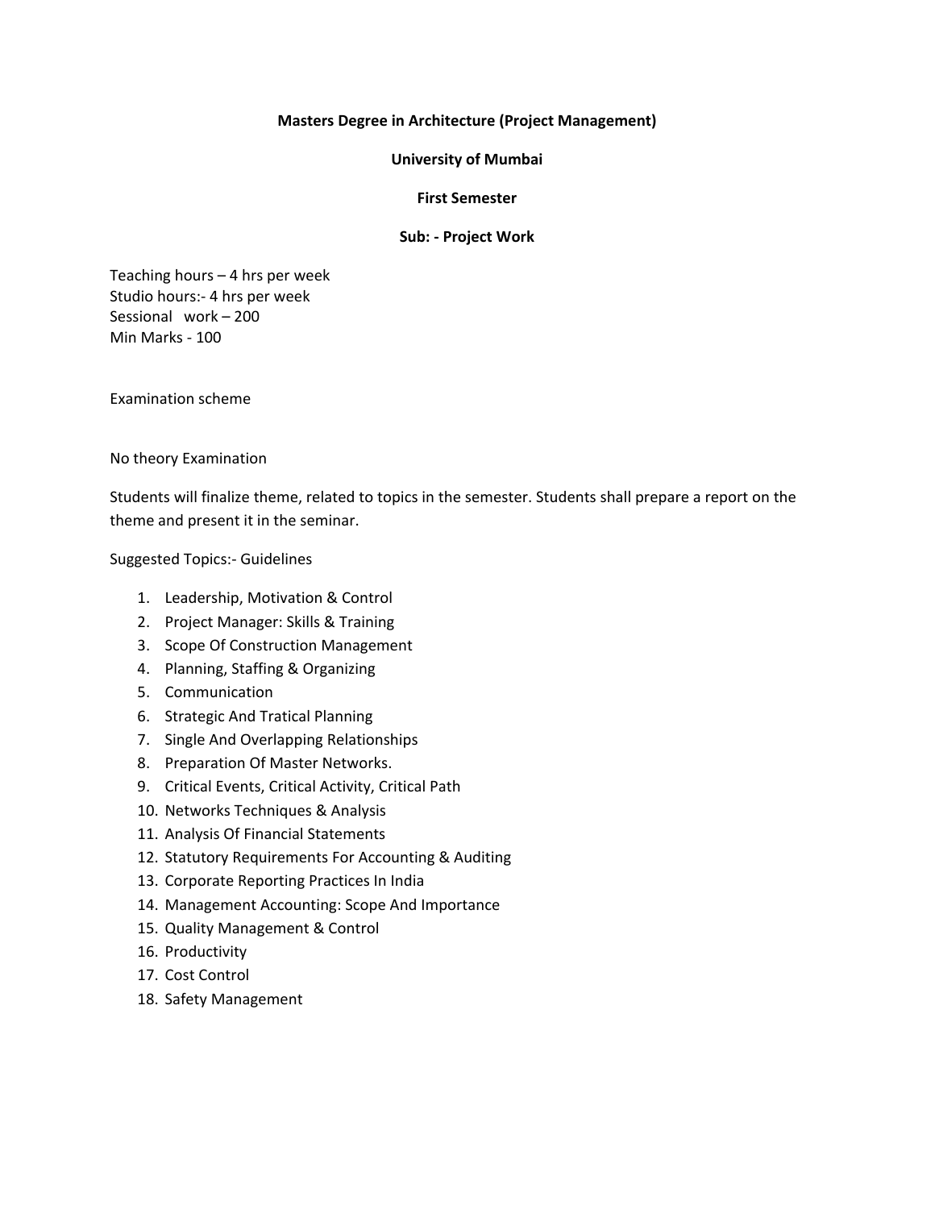**Masters Degree in Architecture (Project Management)**

**University of Mumbai**

**First Semester**

**Sub: - Project Work**

Teaching hours – 4 hrs per week
Studio hours:- 4 hrs per week
Sessional work – 200
Min Marks - 100

Examination scheme

No theory Examination

Students will finalize theme, related to topics in the semester. Students shall prepare a report on the theme and present it in the seminar.

Suggested Topics:- Guidelines

1. Leadership, Motivation & Control
2. Project Manager: Skills & Training
3. Scope Of Construction Management
4. Planning, Staffing & Organizing
5. Communication
6. Strategic And Tratical Planning
7. Single And Overlapping Relationships
8. Preparation Of Master Networks.
9. Critical Events, Critical Activity, Critical Path
10. Networks Techniques & Analysis
11. Analysis Of Financial Statements
12. Statutory Requirements For Accounting & Auditing
13. Corporate Reporting Practices In India
14. Management Accounting: Scope And Importance
15. Quality Management & Control
16. Productivity
17. Cost Control
18. Safety Management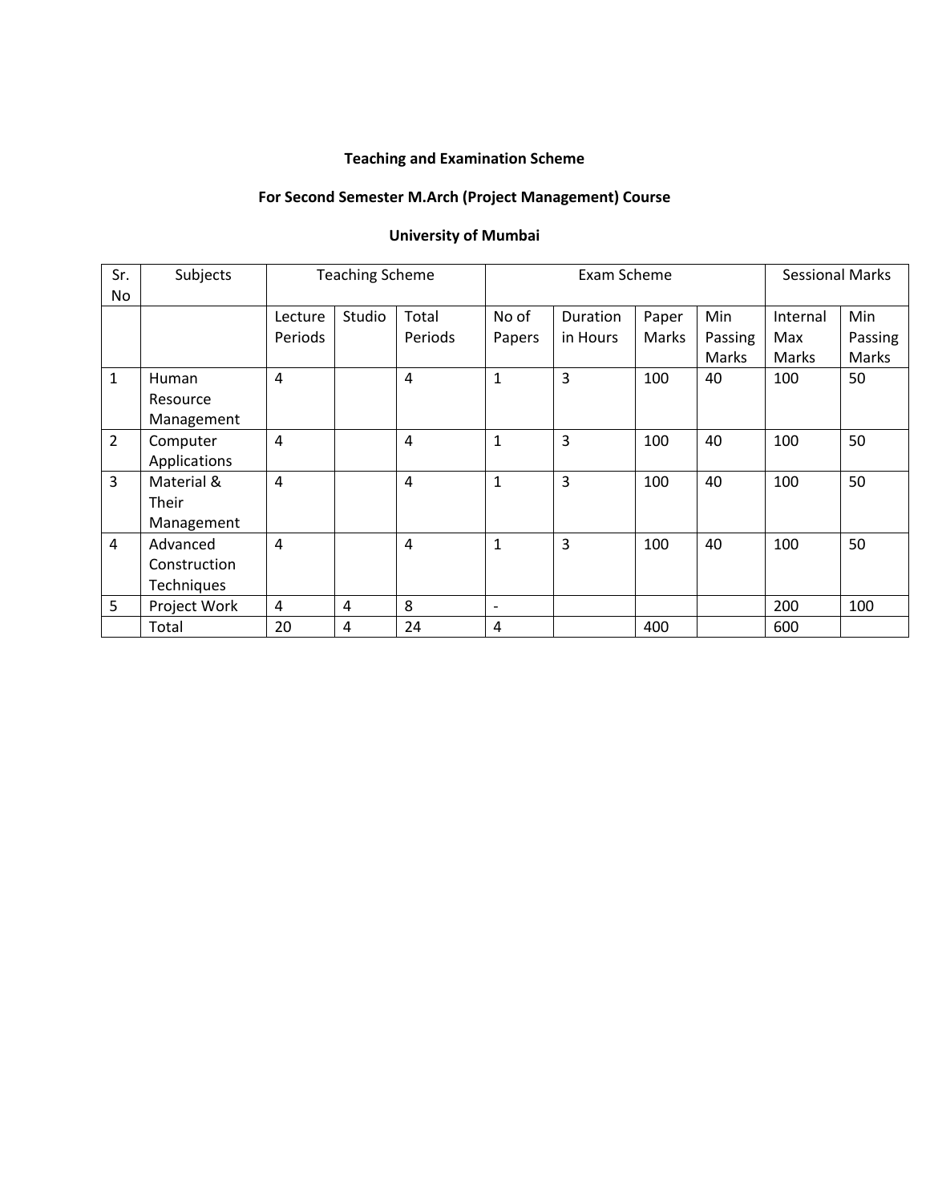**Teaching and Examination Scheme**

**For Second Semester M.Arch (Project Management) Course**

**University of Mumbai**

| Sr. No | Subjects | Teaching Scheme | | | Exam Scheme | | | | Sessional Marks | |
|---|---|---|---|---|---|---|---|---|---|---|
| | | Lecture Periods | Studio | Total Periods | No of Papers | Duration in Hours | Paper Marks | Min Passing Marks | Internal Max Marks | Min Passing Marks |
| 1 | Human Resource Management | 4 | | 4 | 1 | 3 | 100 | 40 | 100 | 50 |
| 2 | Computer Applications | 4 | | 4 | 1 | 3 | 100 | 40 | 100 | 50 |
| 3 | Material & Their Management | 4 | | 4 | 1 | 3 | 100 | 40 | 100 | 50 |
| 4 | Advanced Construction Techniques | 4 | | 4 | 1 | 3 | 100 | 40 | 100 | 50 |
| 5 | Project Work | 4 | 4 | 8 | - | | | | 200 | 100 |
| | Total | 20 | 4 | 24 | 4 | | 400 | | 600 | |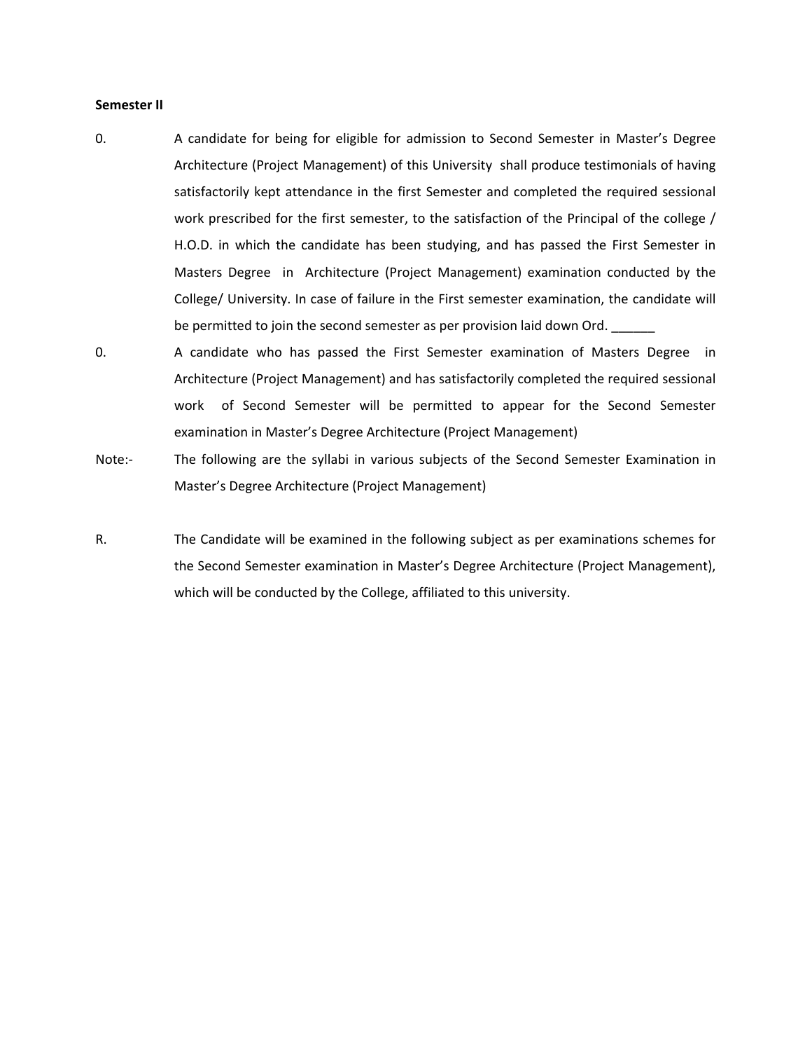**Semester II**

0. A candidate for being for eligible for admission to Second Semester in Master's Degree Architecture (Project Management) of this University shall produce testimonials of having satisfactorily kept attendance in the first Semester and completed the required sessional work prescribed for the first semester, to the satisfaction of the Principal of the college / H.O.D. in which the candidate has been studying, and has passed the First Semester in Masters Degree in Architecture (Project Management) examination conducted by the College/ University. In case of failure in the First semester examination, the candidate will be permitted to join the second semester as per provision laid down Ord. ______

0. A candidate who has passed the First Semester examination of Masters Degree in Architecture (Project Management) and has satisfactorily completed the required sessional work of Second Semester will be permitted to appear for the Second Semester examination in Master's Degree Architecture (Project Management)

Note:- The following are the syllabi in various subjects of the Second Semester Examination in Master's Degree Architecture (Project Management)

R. The Candidate will be examined in the following subject as per examinations schemes for the Second Semester examination in Master's Degree Architecture (Project Management), which will be conducted by the College, affiliated to this university.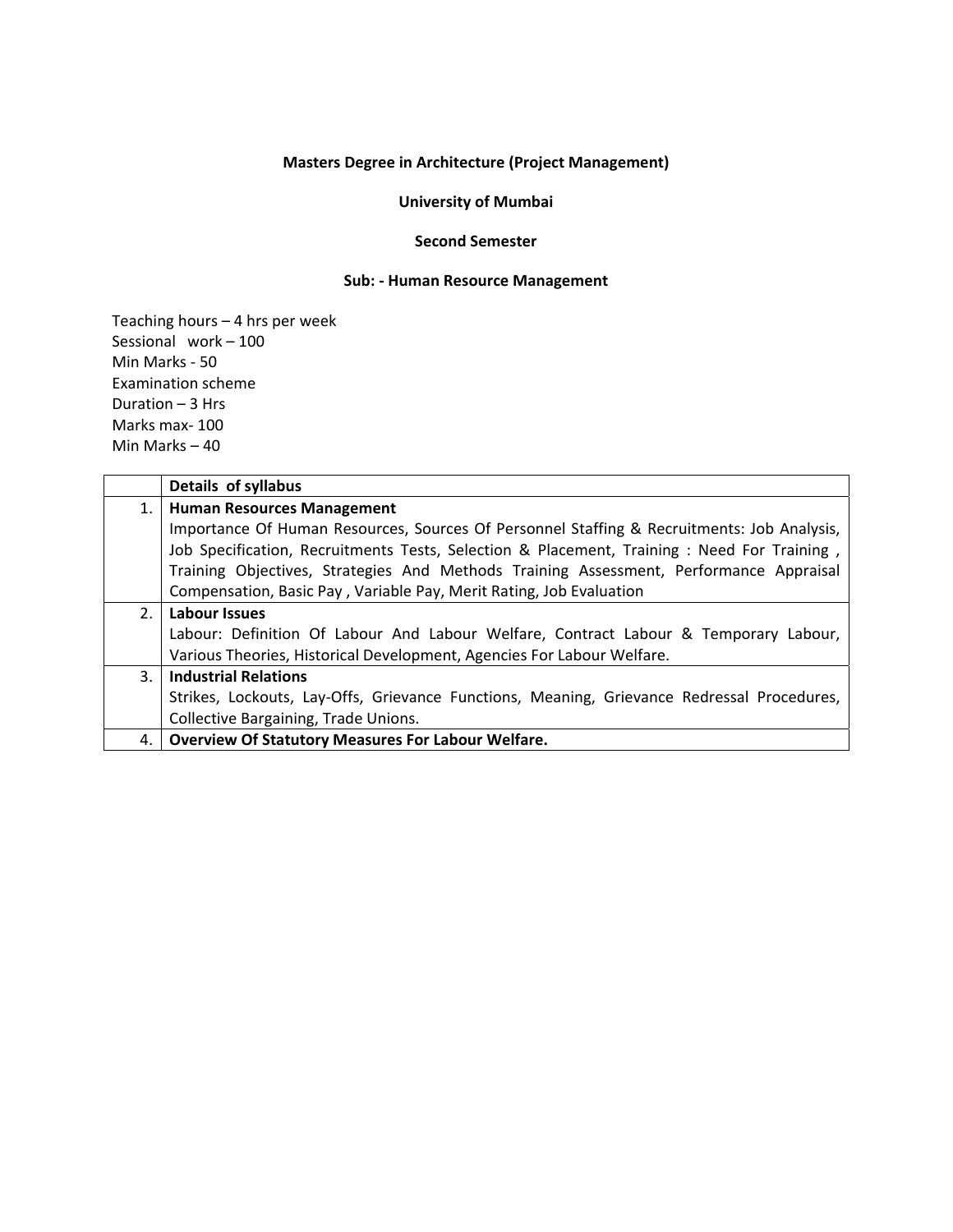**Masters Degree in Architecture (Project Management)**

**University of Mumbai**

**Second Semester**

**Sub: - Human Resource Management**

Teaching hours – 4 hrs per week
Sessional work – 100
Min Marks - 50
Examination scheme
Duration – 3 Hrs
Marks max- 100
Min Marks – 40

| | **Details of syllabus** |
|---|---|
| 1. | **Human Resources Management**<br>Importance Of Human Resources, Sources Of Personnel Staffing & Recruitments: Job Analysis, Job Specification, Recruitments Tests, Selection & Placement, Training : Need For Training , Training Objectives, Strategies And Methods Training Assessment, Performance Appraisal Compensation, Basic Pay , Variable Pay, Merit Rating, Job Evaluation |
| 2. | **Labour Issues**<br>Labour: Definition Of Labour And Labour Welfare, Contract Labour & Temporary Labour, Various Theories, Historical Development, Agencies For Labour Welfare. |
| 3. | **Industrial Relations**<br>Strikes, Lockouts, Lay-Offs, Grievance Functions, Meaning, Grievance Redressal Procedures, Collective Bargaining, Trade Unions. |
| 4. | **Overview Of Statutory Measures For Labour Welfare.** |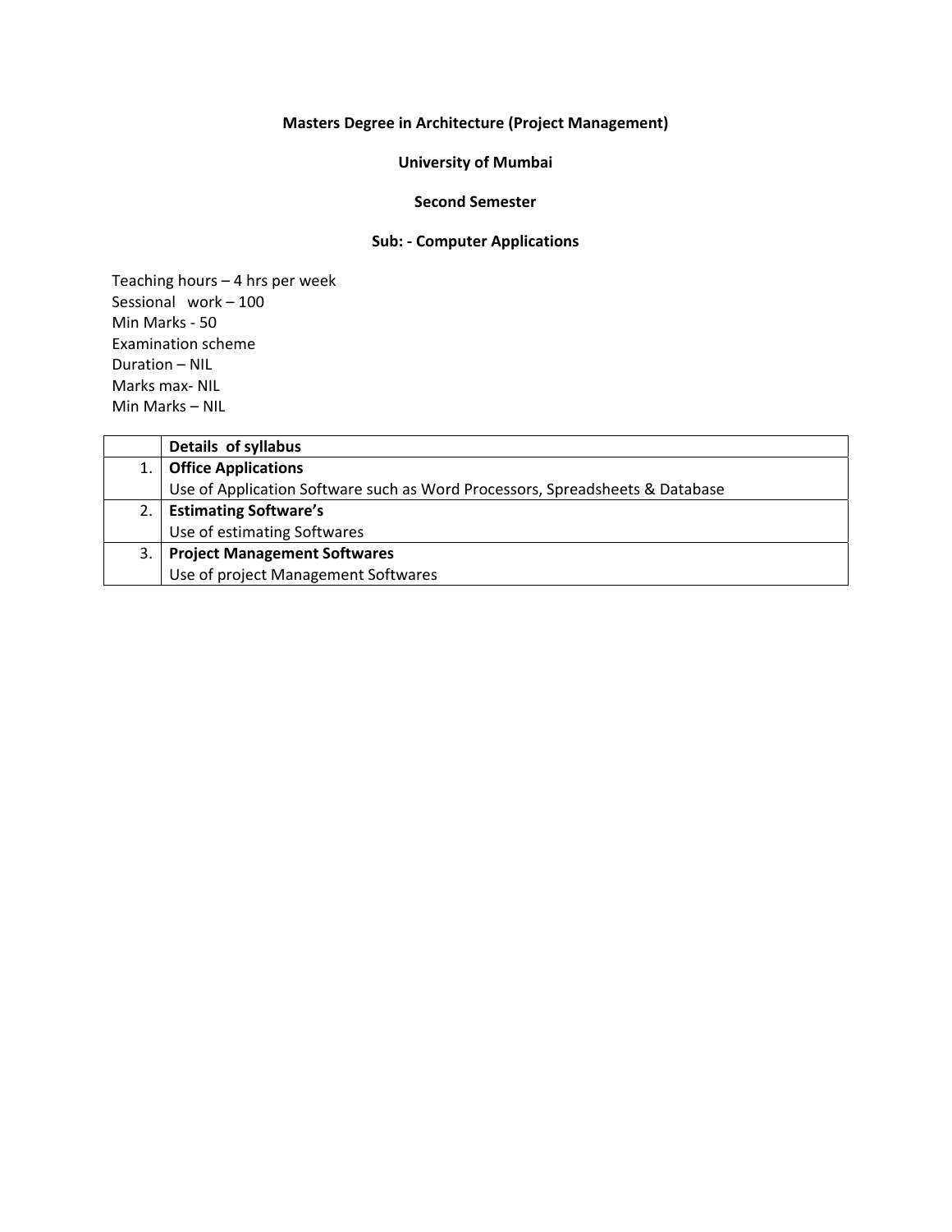**Masters Degree in Architecture (Project Management)**

**University of Mumbai**

**Second Semester**

**Sub: - Computer Applications**

Teaching hours – 4 hrs per week
Sessional work – 100
Min Marks - 50
Examination scheme
Duration – NIL
Marks max- NIL
Min Marks – NIL

| | **Details of syllabus** |
|---|---|
| 1. | **Office Applications**<br>Use of Application Software such as Word Processors, Spreadsheets & Database |
| 2. | **Estimating Software's**<br>Use of estimating Softwares |
| 3. | **Project Management Softwares**<br>Use of project Management Softwares |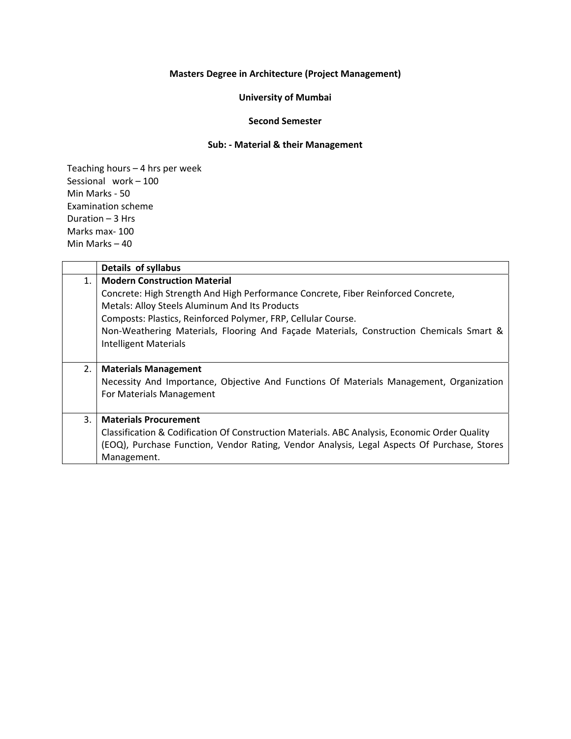**Masters Degree in Architecture (Project Management)**

**University of Mumbai**

**Second Semester**

**Sub: - Material & their Management**

Teaching hours – 4 hrs per week
Sessional work – 100
Min Marks - 50
Examination scheme
Duration – 3 Hrs
Marks max- 100
Min Marks – 40

| | Details of syllabus |
|---|---|
| 1. | **Modern Construction Material**<br>Concrete: High Strength And High Performance Concrete, Fiber Reinforced Concrete,<br>Metals: Alloy Steels Aluminum And Its Products<br>Composts: Plastics, Reinforced Polymer, FRP, Cellular Course.<br>Non-Weathering Materials, Flooring And Façade Materials, Construction Chemicals Smart & Intelligent Materials |
| 2. | **Materials Management**<br>Necessity And Importance, Objective And Functions Of Materials Management, Organization For Materials Management |
| 3. | **Materials Procurement**<br>Classification & Codification Of Construction Materials. ABC Analysis, Economic Order Quality (EOQ), Purchase Function, Vendor Rating, Vendor Analysis, Legal Aspects Of Purchase, Stores Management. |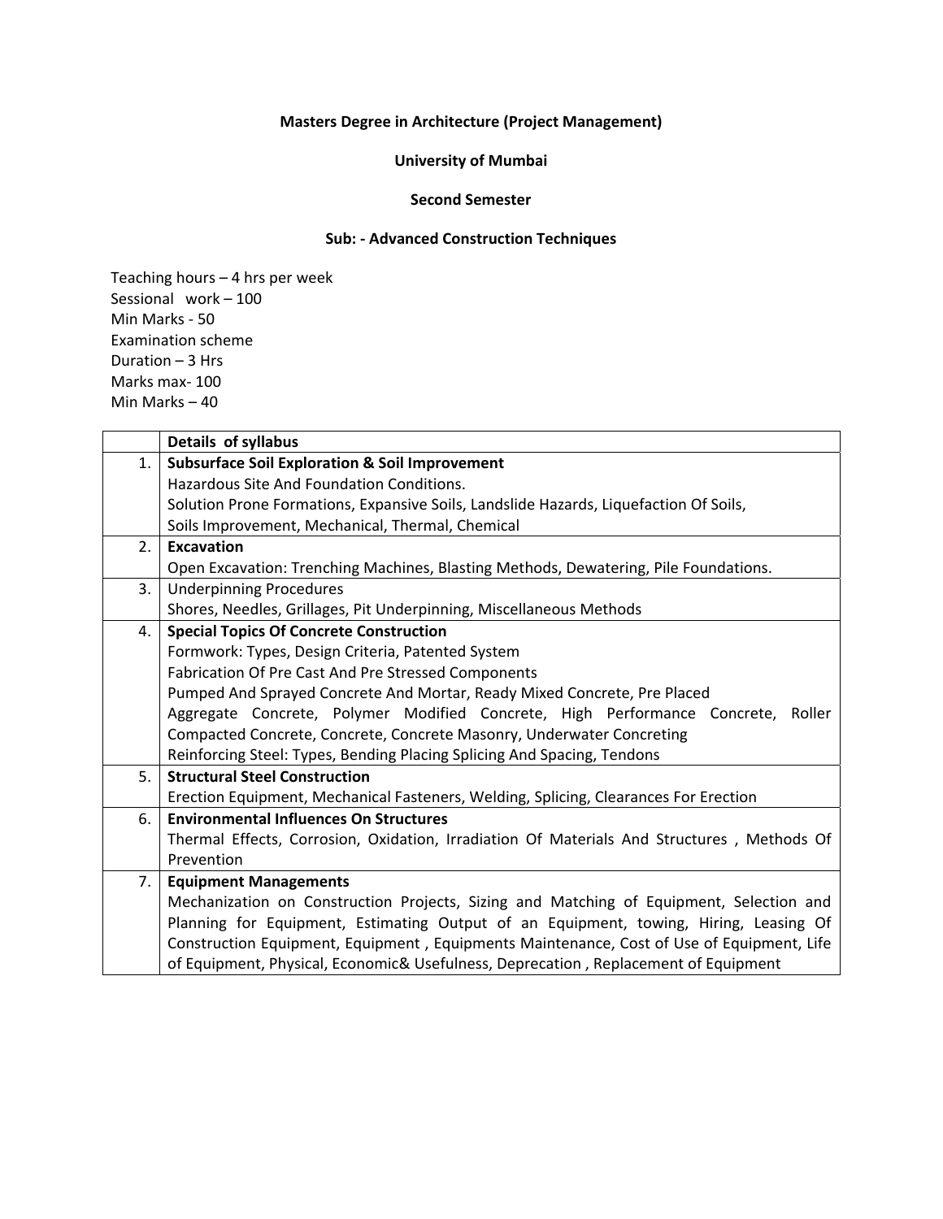**Masters Degree in Architecture (Project Management)**

**University of Mumbai**

**Second Semester**

**Sub: - Advanced Construction Techniques**

Teaching hours – 4 hrs per week
Sessional work – 100
Min Marks - 50
Examination scheme
Duration – 3 Hrs
Marks max- 100
Min Marks – 40

| | **Details of syllabus** |
|---|---|
| 1. | **Subsurface Soil Exploration & Soil Improvement**<br>Hazardous Site And Foundation Conditions.<br>Solution Prone Formations, Expansive Soils, Landslide Hazards, Liquefaction Of Soils,<br>Soils Improvement, Mechanical, Thermal, Chemical |
| 2. | **Excavation**<br>Open Excavation: Trenching Machines, Blasting Methods, Dewatering, Pile Foundations. |
| 3. | Underpinning Procedures<br>Shores, Needles, Grillages, Pit Underpinning, Miscellaneous Methods |
| 4. | **Special Topics Of Concrete Construction**<br>Formwork: Types, Design Criteria, Patented System<br>Fabrication Of Pre Cast And Pre Stressed Components<br>Pumped And Sprayed Concrete And Mortar, Ready Mixed Concrete, Pre Placed Aggregate Concrete, Polymer Modified Concrete, High Performance Concrete, Roller Compacted Concrete, Concrete, Concrete Masonry, Underwater Concreting<br>Reinforcing Steel: Types, Bending Placing Splicing And Spacing, Tendons |
| 5. | **Structural Steel Construction**<br>Erection Equipment, Mechanical Fasteners, Welding, Splicing, Clearances For Erection |
| 6. | **Environmental Influences On Structures**<br>Thermal Effects, Corrosion, Oxidation, Irradiation Of Materials And Structures , Methods Of Prevention |
| 7. | **Equipment Managements**<br>Mechanization on Construction Projects, Sizing and Matching of Equipment, Selection and Planning for Equipment, Estimating Output of an Equipment, towing, Hiring, Leasing Of Construction Equipment, Equipment , Equipments Maintenance, Cost of Use of Equipment, Life of Equipment, Physical, Economic& Usefulness, Deprecation , Replacement of Equipment |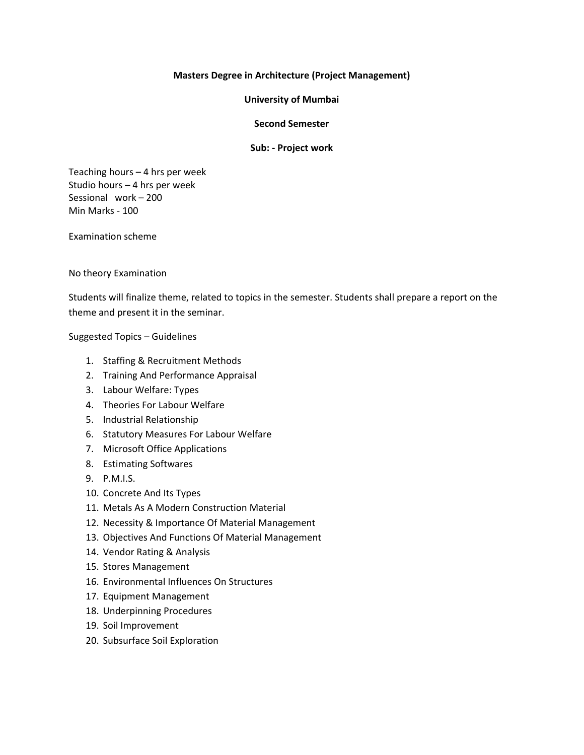**Masters Degree in Architecture (Project Management)**

**University of Mumbai**

**Second Semester**

**Sub: - Project work**

Teaching hours – 4 hrs per week
Studio hours – 4 hrs per week
Sessional work – 200
Min Marks - 100

Examination scheme

No theory Examination

Students will finalize theme, related to topics in the semester. Students shall prepare a report on the theme and present it in the seminar.

Suggested Topics – Guidelines

1. Staffing & Recruitment Methods
2. Training And Performance Appraisal
3. Labour Welfare: Types
4. Theories For Labour Welfare
5. Industrial Relationship
6. Statutory Measures For Labour Welfare
7. Microsoft Office Applications
8. Estimating Softwares
9. P.M.I.S.
10. Concrete And Its Types
11. Metals As A Modern Construction Material
12. Necessity & Importance Of Material Management
13. Objectives And Functions Of Material Management
14. Vendor Rating & Analysis
15. Stores Management
16. Environmental Influences On Structures
17. Equipment Management
18. Underpinning Procedures
19. Soil Improvement
20. Subsurface Soil Exploration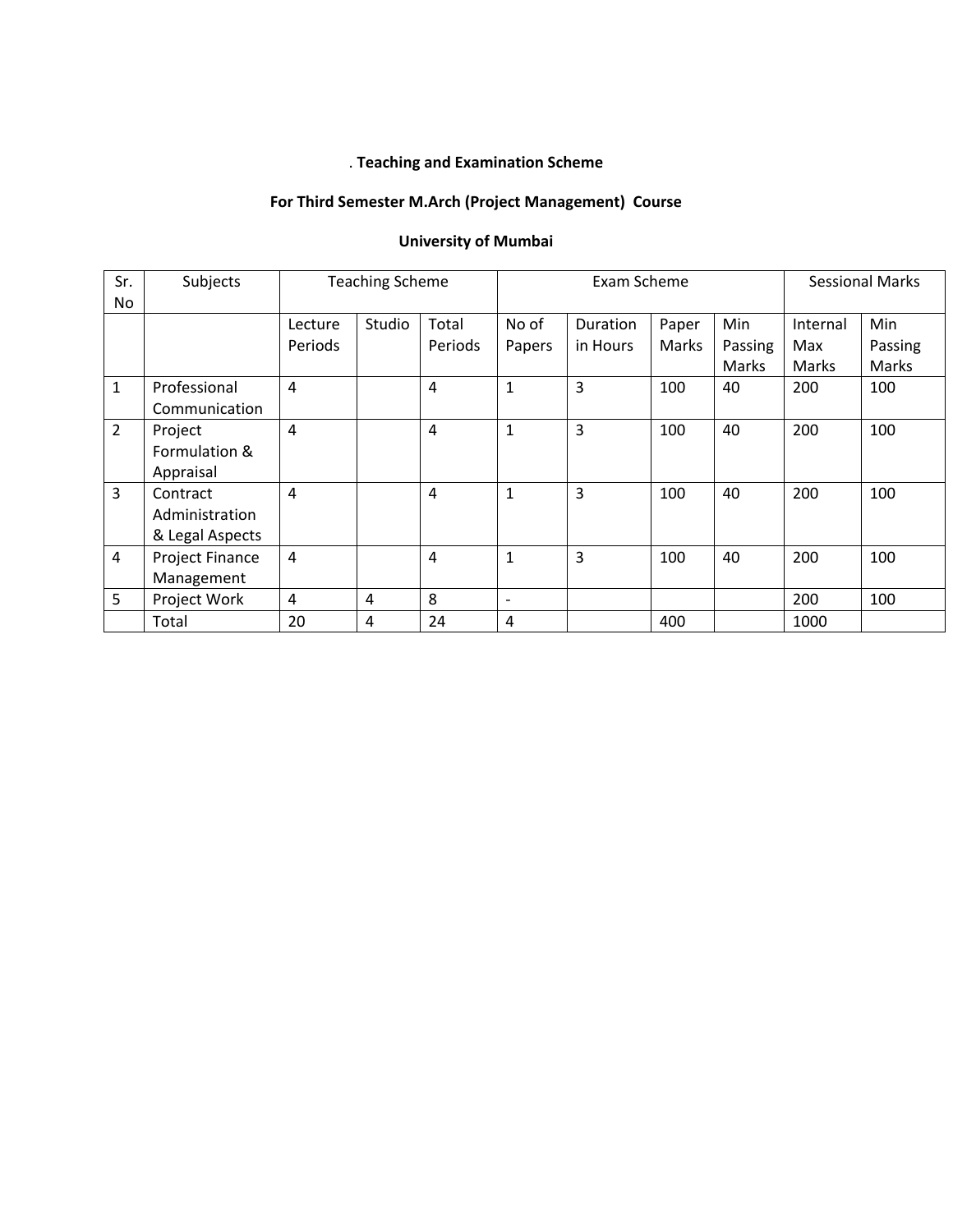. **Teaching and Examination Scheme**

**For Third Semester M.Arch (Project Management) Course**

**University of Mumbai**

| Sr. No | Subjects | Teaching Scheme | | | Exam Scheme | | | | Sessional Marks | |
|---|---|---|---|---|---|---|---|---|---|---|
| | | Lecture Periods | Studio | Total Periods | No of Papers | Duration in Hours | Paper Marks | Min Passing Marks | Internal Max Marks | Min Passing Marks |
| 1 | Professional Communication | 4 | | 4 | 1 | 3 | 100 | 40 | 200 | 100 |
| 2 | Project Formulation & Appraisal | 4 | | 4 | 1 | 3 | 100 | 40 | 200 | 100 |
| 3 | Contract Administration & Legal Aspects | 4 | | 4 | 1 | 3 | 100 | 40 | 200 | 100 |
| 4 | Project Finance Management | 4 | | 4 | 1 | 3 | 100 | 40 | 200 | 100 |
| 5 | Project Work | 4 | 4 | 8 | - | | | | 200 | 100 |
| | Total | 20 | 4 | 24 | 4 | | 400 | | 1000 | |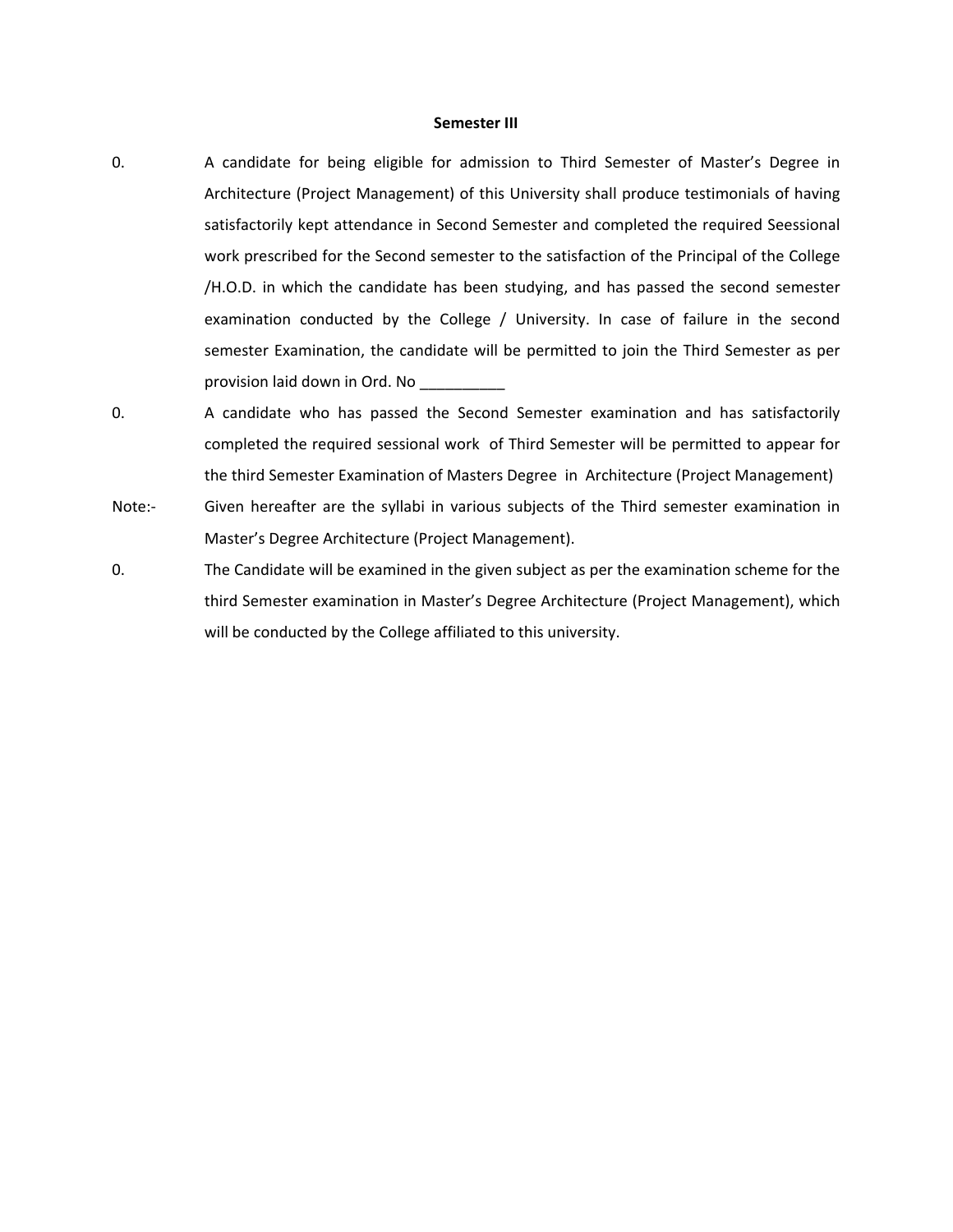**Semester III**

0. A candidate for being eligible for admission to Third Semester of Master's Degree in Architecture (Project Management) of this University shall produce testimonials of having satisfactorily kept attendance in Second Semester and completed the required Seessional work prescribed for the Second semester to the satisfaction of the Principal of the College /H.O.D. in which the candidate has been studying, and has passed the second semester examination conducted by the College / University. In case of failure in the second semester Examination, the candidate will be permitted to join the Third Semester as per provision laid down in Ord. No __________

0. A candidate who has passed the Second Semester examination and has satisfactorily completed the required sessional work of Third Semester will be permitted to appear for the third Semester Examination of Masters Degree in Architecture (Project Management)

Note:- Given hereafter are the syllabi in various subjects of the Third semester examination in Master's Degree Architecture (Project Management).

0. The Candidate will be examined in the given subject as per the examination scheme for the third Semester examination in Master's Degree Architecture (Project Management), which will be conducted by the College affiliated to this university.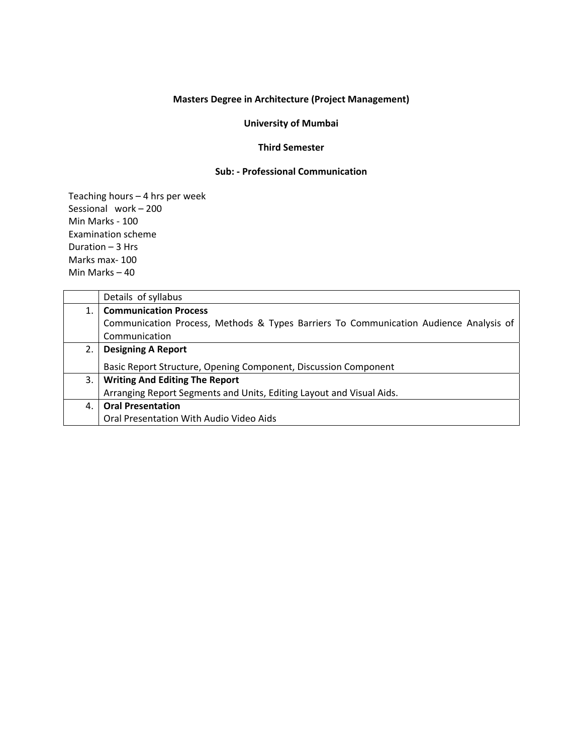**Masters Degree in Architecture (Project Management)**

**University of Mumbai**

**Third Semester**

**Sub: - Professional Communication**

Teaching hours – 4 hrs per week
Sessional work – 200
Min Marks - 100
Examination scheme
Duration – 3 Hrs
Marks max- 100
Min Marks – 40

| | Details of syllabus |
|---|---|
| 1. | **Communication Process**<br>Communication Process, Methods & Types Barriers To Communication Audience Analysis of Communication |
| 2. | **Designing A Report**<br>Basic Report Structure, Opening Component, Discussion Component |
| 3. | **Writing And Editing The Report**<br>Arranging Report Segments and Units, Editing Layout and Visual Aids. |
| 4. | **Oral Presentation**<br>Oral Presentation With Audio Video Aids |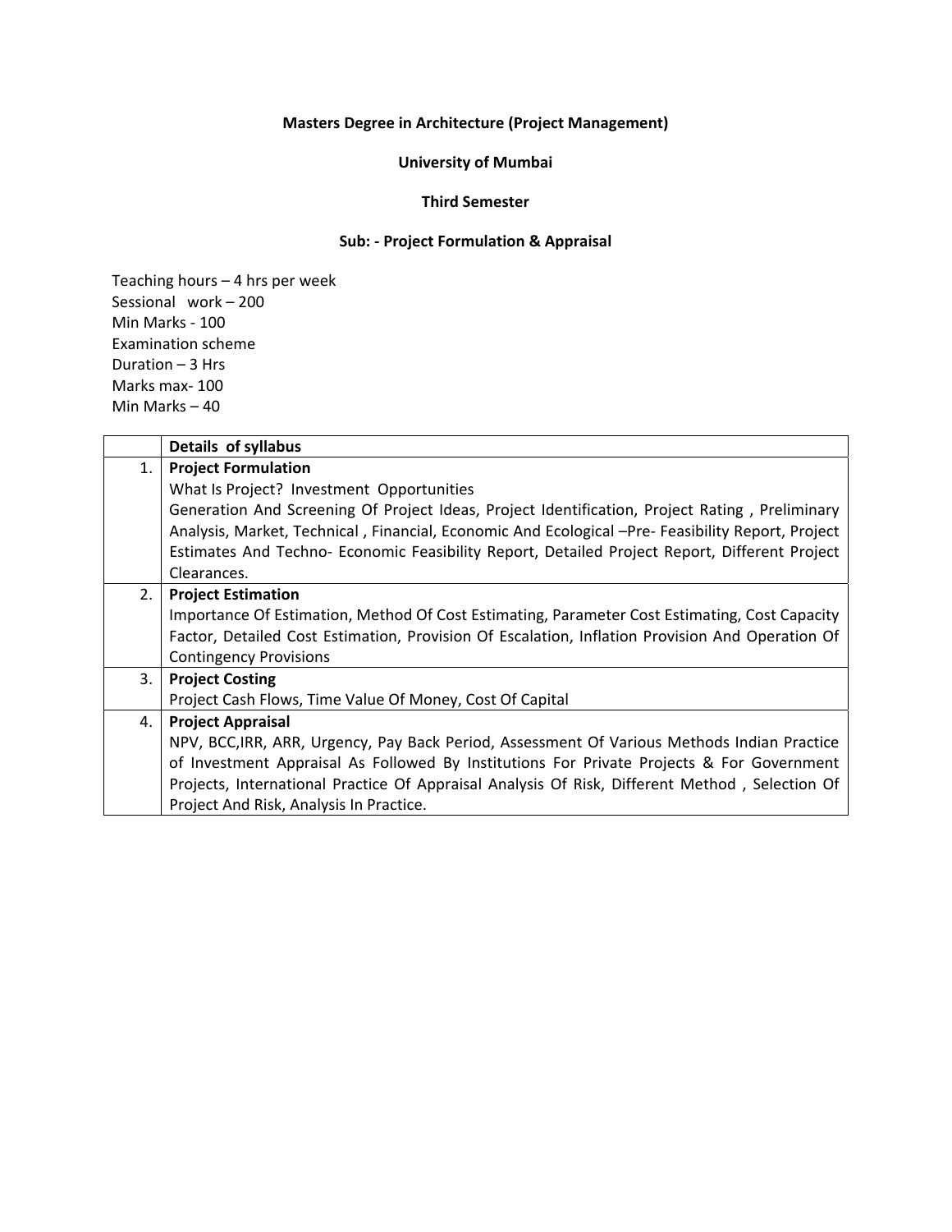**Masters Degree in Architecture (Project Management)**

**University of Mumbai**

**Third Semester**

**Sub: - Project Formulation & Appraisal**

Teaching hours – 4 hrs per week
Sessional work – 200
Min Marks - 100
Examination scheme
Duration – 3 Hrs
Marks max- 100
Min Marks – 40

| | **Details of syllabus** |
|---|---|
| 1. | **Project Formulation**<br>What Is Project? Investment Opportunities<br>Generation And Screening Of Project Ideas, Project Identification, Project Rating , Preliminary Analysis, Market, Technical , Financial, Economic And Ecological –Pre- Feasibility Report, Project Estimates And Techno- Economic Feasibility Report, Detailed Project Report, Different Project Clearances. |
| 2. | **Project Estimation**<br>Importance Of Estimation, Method Of Cost Estimating, Parameter Cost Estimating, Cost Capacity Factor, Detailed Cost Estimation, Provision Of Escalation, Inflation Provision And Operation Of Contingency Provisions |
| 3. | **Project Costing**<br>Project Cash Flows, Time Value Of Money, Cost Of Capital |
| 4. | **Project Appraisal**<br>NPV, BCC,IRR, ARR, Urgency, Pay Back Period, Assessment Of Various Methods Indian Practice of Investment Appraisal As Followed By Institutions For Private Projects & For Government Projects, International Practice Of Appraisal Analysis Of Risk, Different Method , Selection Of Project And Risk, Analysis In Practice. |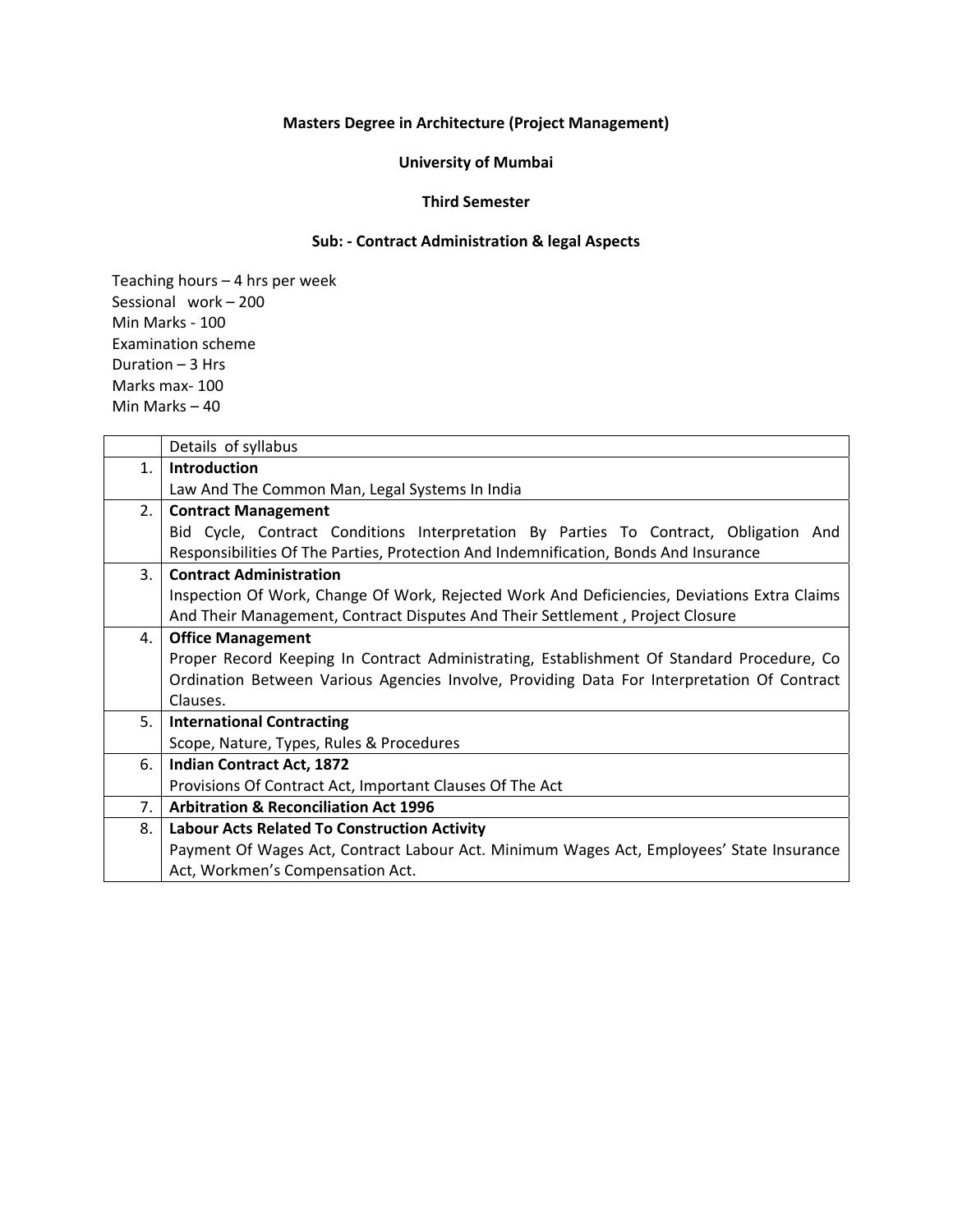**Masters Degree in Architecture (Project Management)**

**University of Mumbai**

**Third Semester**

**Sub: - Contract Administration & legal Aspects**

Teaching hours – 4 hrs per week
Sessional work – 200
Min Marks - 100
Examination scheme
Duration – 3 Hrs
Marks max- 100
Min Marks – 40

| | Details of syllabus |
|---|---|
| 1. | **Introduction**<br>Law And The Common Man, Legal Systems In India |
| 2. | **Contract Management**<br>Bid Cycle, Contract Conditions Interpretation By Parties To Contract, Obligation And Responsibilities Of The Parties, Protection And Indemnification, Bonds And Insurance |
| 3. | **Contract Administration**<br>Inspection Of Work, Change Of Work, Rejected Work And Deficiencies, Deviations Extra Claims And Their Management, Contract Disputes And Their Settlement , Project Closure |
| 4. | **Office Management**<br>Proper Record Keeping In Contract Administrating, Establishment Of Standard Procedure, Co Ordination Between Various Agencies Involve, Providing Data For Interpretation Of Contract Clauses. |
| 5. | **International Contracting**<br>Scope, Nature, Types, Rules & Procedures |
| 6. | **Indian Contract Act, 1872**<br>Provisions Of Contract Act, Important Clauses Of The Act |
| 7. | **Arbitration & Reconciliation Act 1996** |
| 8. | **Labour Acts Related To Construction Activity**<br>Payment Of Wages Act, Contract Labour Act. Minimum Wages Act, Employees' State Insurance Act, Workmen's Compensation Act. |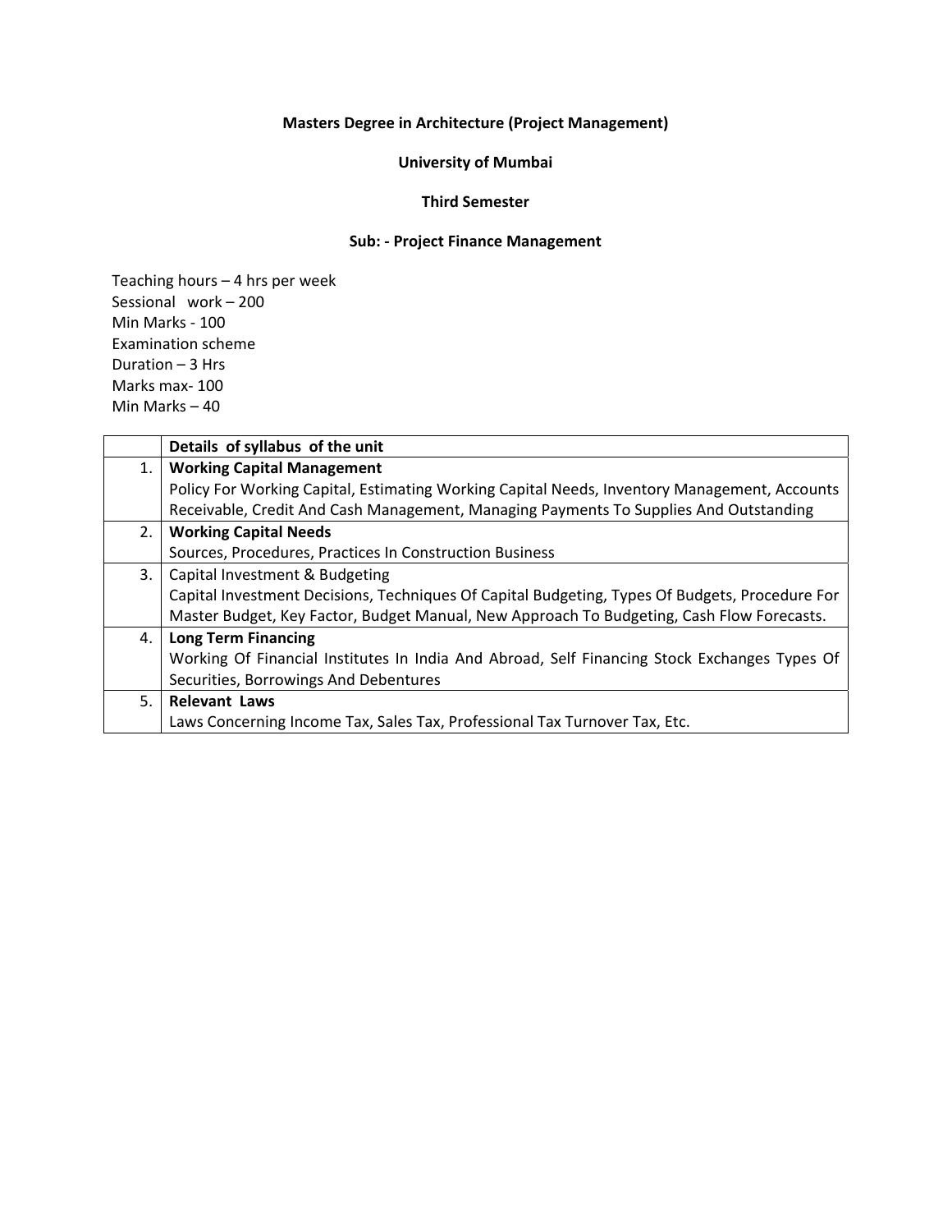**Masters Degree in Architecture (Project Management)**

**University of Mumbai**

**Third Semester**

**Sub: - Project Finance Management**

Teaching hours – 4 hrs per week
Sessional work – 200
Min Marks - 100
Examination scheme
Duration – 3 Hrs
Marks max- 100
Min Marks – 40

| | **Details of syllabus of the unit** |
|---|---|
| 1. | **Working Capital Management**<br>Policy For Working Capital, Estimating Working Capital Needs, Inventory Management, Accounts Receivable, Credit And Cash Management, Managing Payments To Supplies And Outstanding |
| 2. | **Working Capital Needs**<br>Sources, Procedures, Practices In Construction Business |
| 3. | Capital Investment & Budgeting<br>Capital Investment Decisions, Techniques Of Capital Budgeting, Types Of Budgets, Procedure For Master Budget, Key Factor, Budget Manual, New Approach To Budgeting, Cash Flow Forecasts. |
| 4. | **Long Term Financing**<br>Working Of Financial Institutes In India And Abroad, Self Financing Stock Exchanges Types Of Securities, Borrowings And Debentures |
| 5. | **Relevant Laws**<br>Laws Concerning Income Tax, Sales Tax, Professional Tax Turnover Tax, Etc. |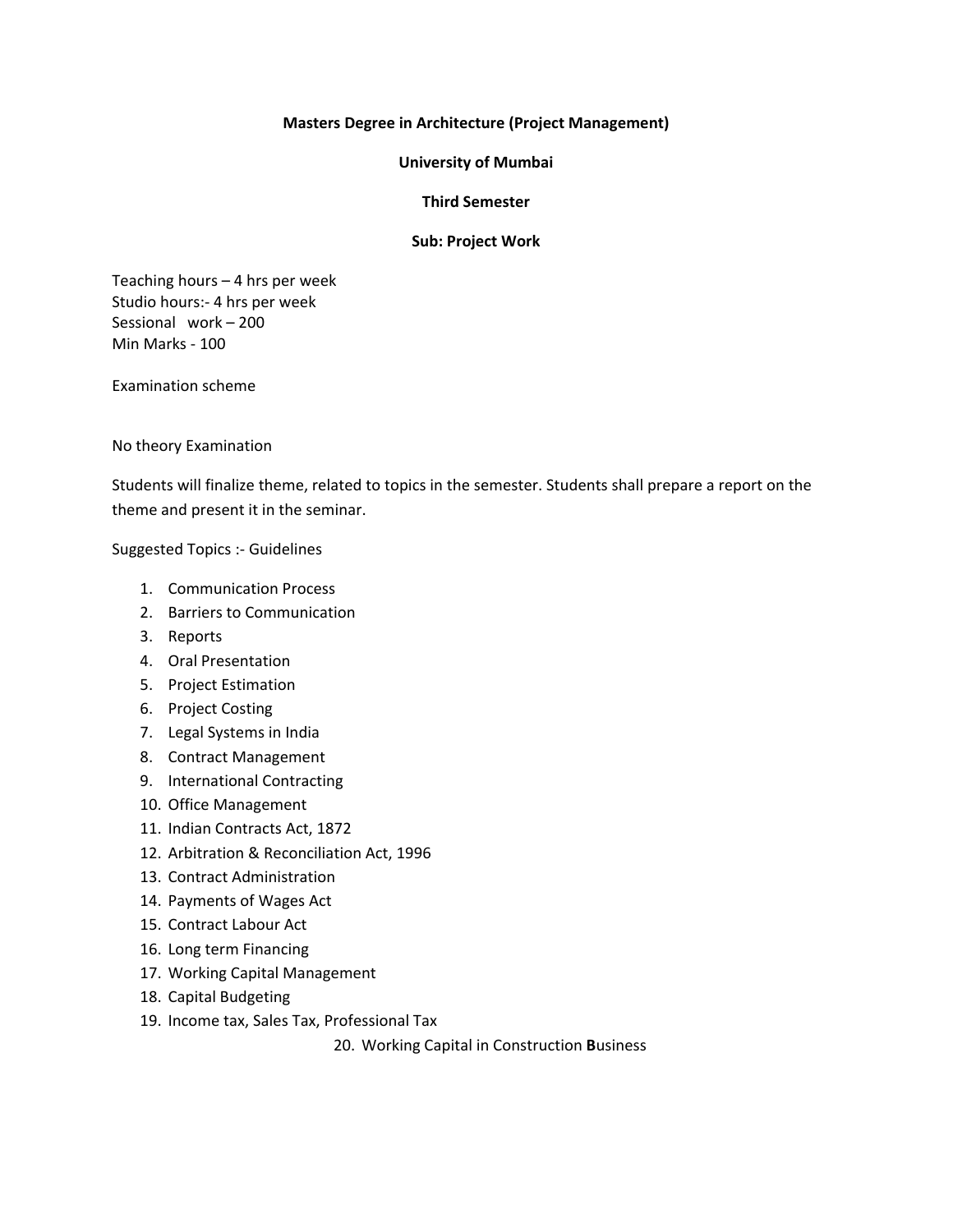**Masters Degree in Architecture (Project Management)**

**University of Mumbai**

**Third Semester**

**Sub: Project Work**

Teaching hours – 4 hrs per week
Studio hours:- 4 hrs per week
Sessional work – 200
Min Marks - 100

Examination scheme

No theory Examination

Students will finalize theme, related to topics in the semester. Students shall prepare a report on the theme and present it in the seminar.

Suggested Topics :- Guidelines

1. Communication Process
2. Barriers to Communication
3. Reports
4. Oral Presentation
5. Project Estimation
6. Project Costing
7. Legal Systems in India
8. Contract Management
9. International Contracting
10. Office Management
11. Indian Contracts Act, 1872
12. Arbitration & Reconciliation Act, 1996
13. Contract Administration
14. Payments of Wages Act
15. Contract Labour Act
16. Long term Financing
17. Working Capital Management
18. Capital Budgeting
19. Income tax, Sales Tax, Professional Tax
20. Working Capital in Construction **B**usiness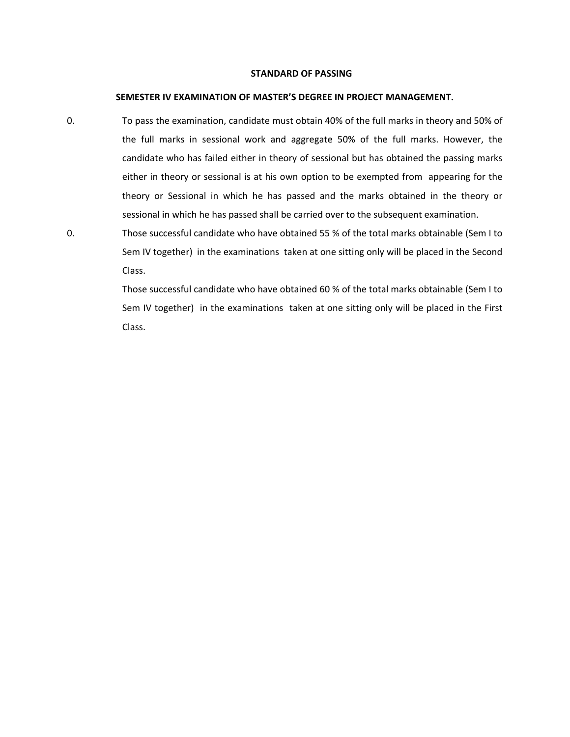**STANDARD OF PASSING**

**SEMESTER IV EXAMINATION OF MASTER'S DEGREE IN PROJECT MANAGEMENT.**

0. To pass the examination, candidate must obtain 40% of the full marks in theory and 50% of the full marks in sessional work and aggregate 50% of the full marks. However, the candidate who has failed either in theory of sessional but has obtained the passing marks either in theory or sessional is at his own option to be exempted from appearing for the theory or Sessional in which he has passed and the marks obtained in the theory or sessional in which he has passed shall be carried over to the subsequent examination.

0. Those successful candidate who have obtained 55 % of the total marks obtainable (Sem I to Sem IV together) in the examinations taken at one sitting only will be placed in the Second Class.

   Those successful candidate who have obtained 60 % of the total marks obtainable (Sem I to Sem IV together) in the examinations taken at one sitting only will be placed in the First Class.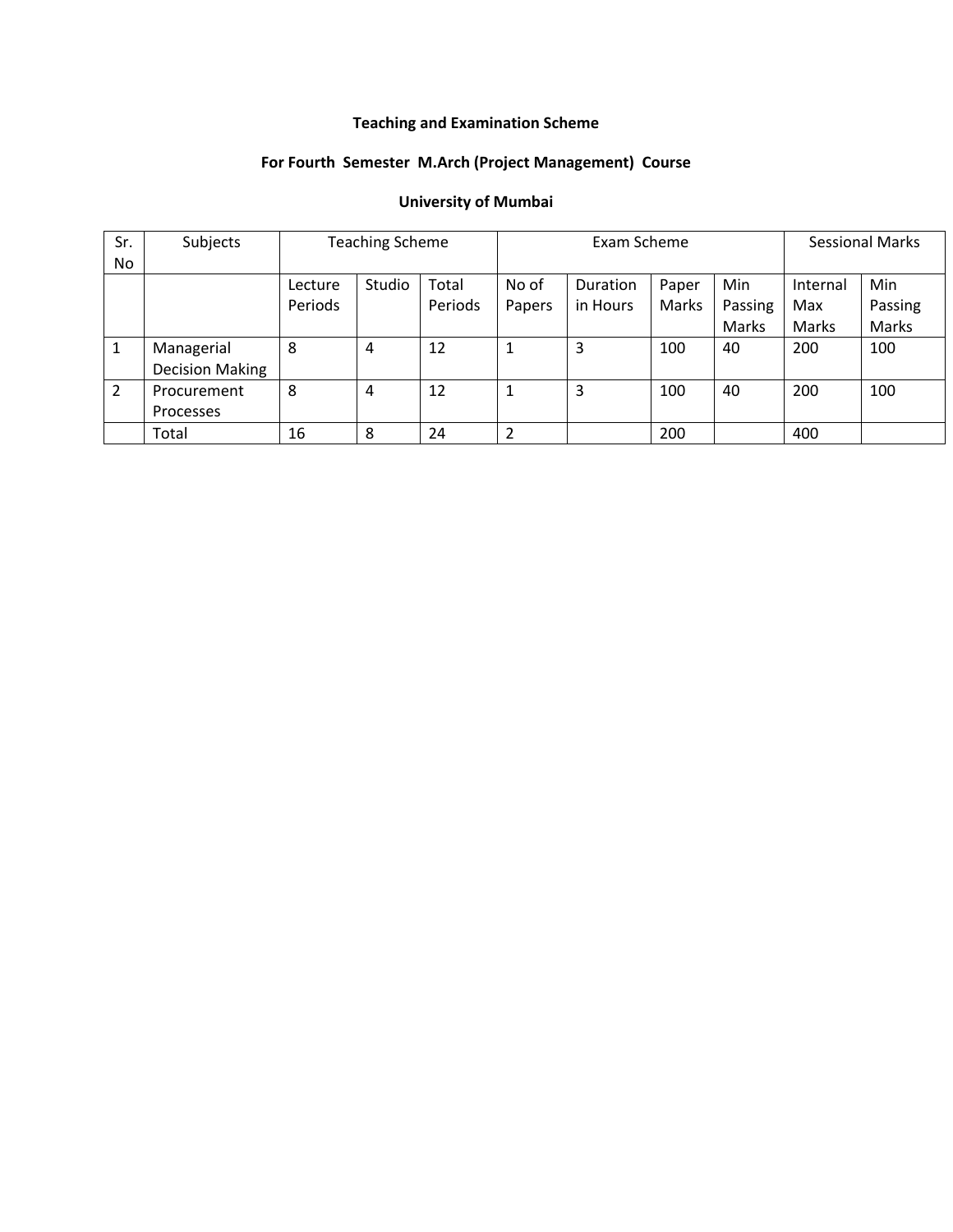**Teaching and Examination Scheme**

**For Fourth Semester M.Arch (Project Management) Course**

**University of Mumbai**

| Sr. No | Subjects | Teaching Scheme | | | Exam Scheme | | | | Sessional Marks | |
|---|---|---|---|---|---|---|---|---|---|---|
| | | Lecture Periods | Studio | Total Periods | No of Papers | Duration in Hours | Paper Marks | Min Passing Marks | Internal Max Marks | Min Passing Marks |
| 1 | Managerial Decision Making | 8 | 4 | 12 | 1 | 3 | 100 | 40 | 200 | 100 |
| 2 | Procurement Processes | 8 | 4 | 12 | 1 | 3 | 100 | 40 | 200 | 100 |
| | Total | 16 | 8 | 24 | 2 | | 200 | | 400 | |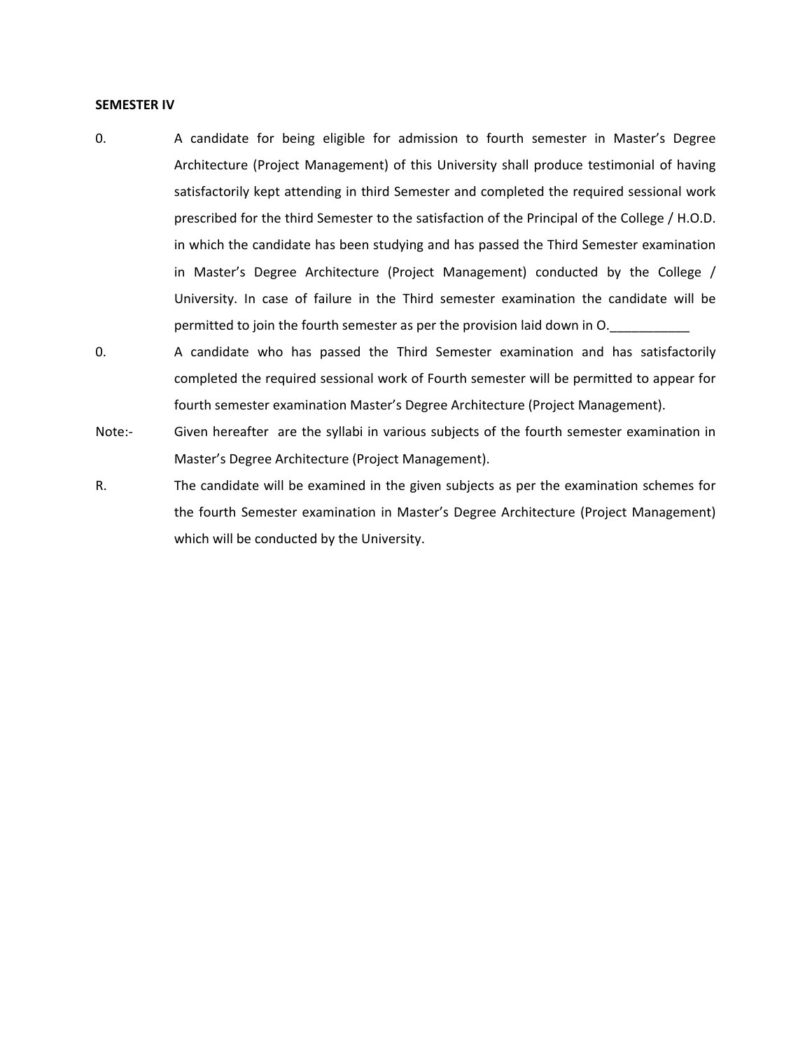**SEMESTER IV**

0. A candidate for being eligible for admission to fourth semester in Master's Degree Architecture (Project Management) of this University shall produce testimonial of having satisfactorily kept attending in third Semester and completed the required sessional work prescribed for the third Semester to the satisfaction of the Principal of the College / H.O.D. in which the candidate has been studying and has passed the Third Semester examination in Master's Degree Architecture (Project Management) conducted by the College / University. In case of failure in the Third semester examination the candidate will be permitted to join the fourth semester as per the provision laid down in O.___________

0. A candidate who has passed the Third Semester examination and has satisfactorily completed the required sessional work of Fourth semester will be permitted to appear for fourth semester examination Master's Degree Architecture (Project Management).

Note:- Given hereafter are the syllabi in various subjects of the fourth semester examination in Master's Degree Architecture (Project Management).

R. The candidate will be examined in the given subjects as per the examination schemes for the fourth Semester examination in Master's Degree Architecture (Project Management) which will be conducted by the University.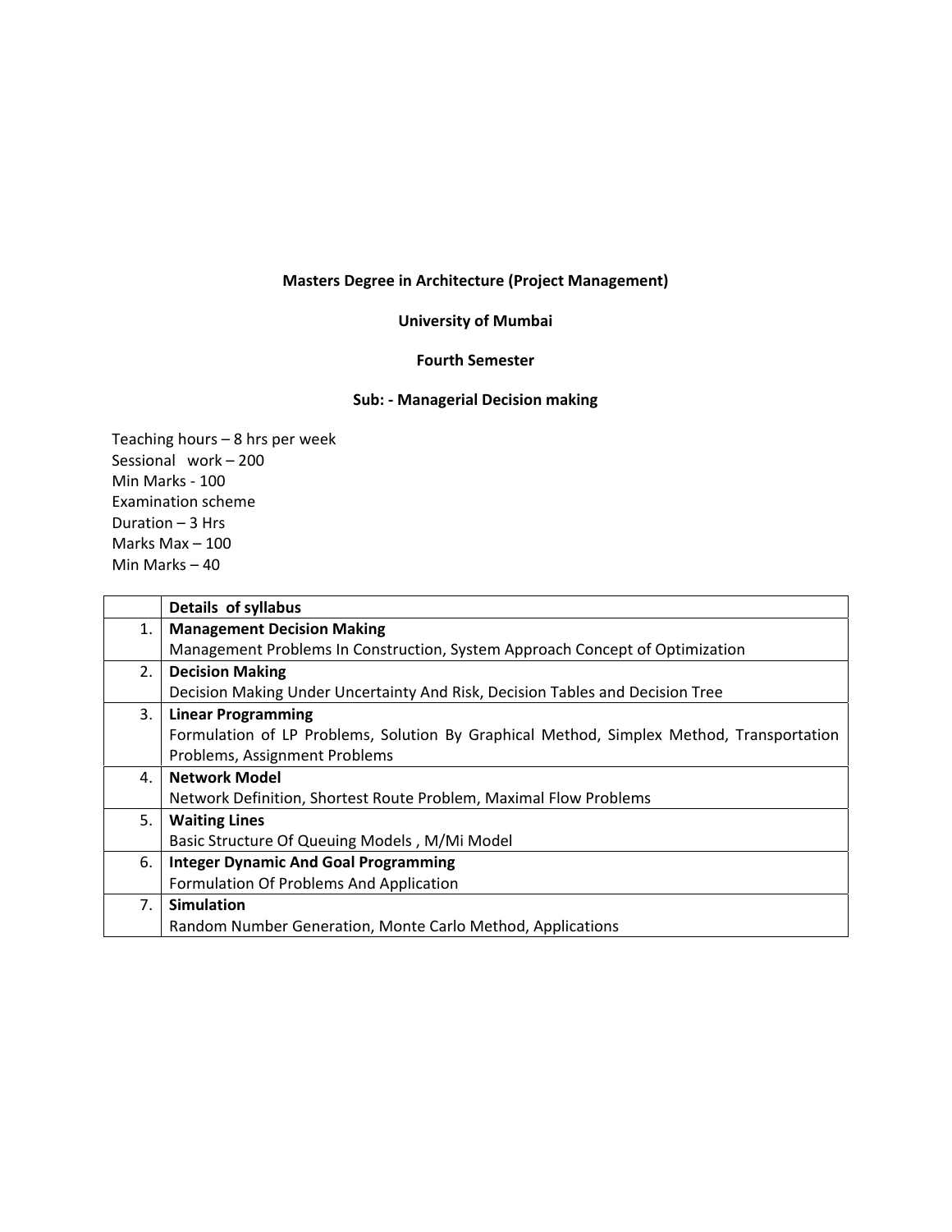**Masters Degree in Architecture (Project Management)**

**University of Mumbai**

**Fourth Semester**

**Sub: - Managerial Decision making**

Teaching hours – 8 hrs per week
Sessional work – 200
Min Marks - 100
Examination scheme
Duration – 3 Hrs
Marks Max – 100
Min Marks – 40

| | **Details of syllabus** |
|---|---|
| 1. | **Management Decision Making**<br>Management Problems In Construction, System Approach Concept of Optimization |
| 2. | **Decision Making**<br>Decision Making Under Uncertainty And Risk, Decision Tables and Decision Tree |
| 3. | **Linear Programming**<br>Formulation of LP Problems, Solution By Graphical Method, Simplex Method, Transportation Problems, Assignment Problems |
| 4. | **Network Model**<br>Network Definition, Shortest Route Problem, Maximal Flow Problems |
| 5. | **Waiting Lines**<br>Basic Structure Of Queuing Models , M/Mi Model |
| 6. | **Integer Dynamic And Goal Programming**<br>Formulation Of Problems And Application |
| 7. | **Simulation**<br>Random Number Generation, Monte Carlo Method, Applications |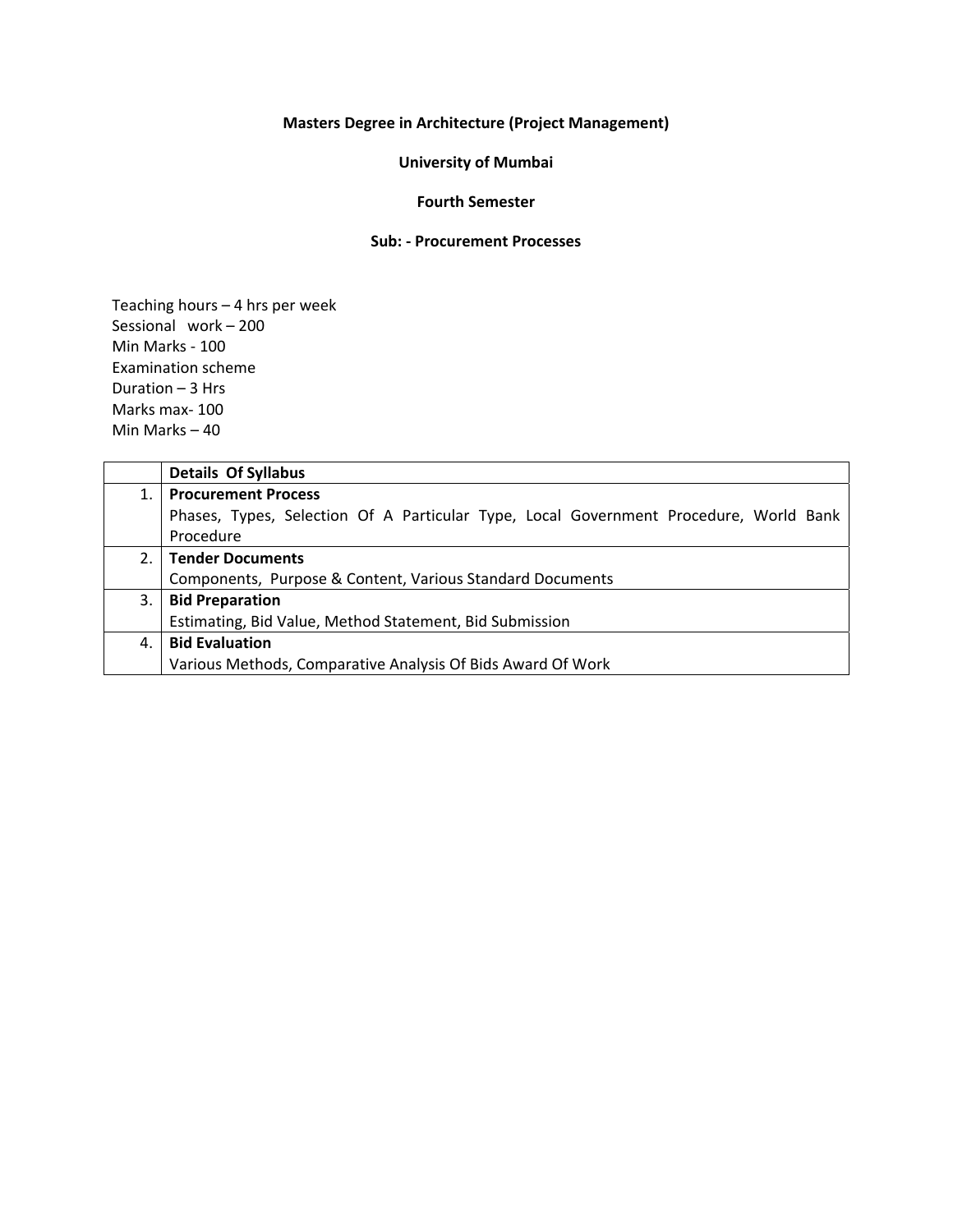**Masters Degree in Architecture (Project Management)**

**University of Mumbai**

**Fourth Semester**

**Sub: - Procurement Processes**

Teaching hours – 4 hrs per week
Sessional work – 200
Min Marks - 100
Examination scheme
Duration – 3 Hrs
Marks max- 100
Min Marks – 40

| | **Details Of Syllabus** |
|---|---|
| 1. | **Procurement Process**<br>Phases, Types, Selection Of A Particular Type, Local Government Procedure, World Bank Procedure |
| 2. | **Tender Documents**<br>Components, Purpose & Content, Various Standard Documents |
| 3. | **Bid Preparation**<br>Estimating, Bid Value, Method Statement, Bid Submission |
| 4. | **Bid Evaluation**<br>Various Methods, Comparative Analysis Of Bids Award Of Work |